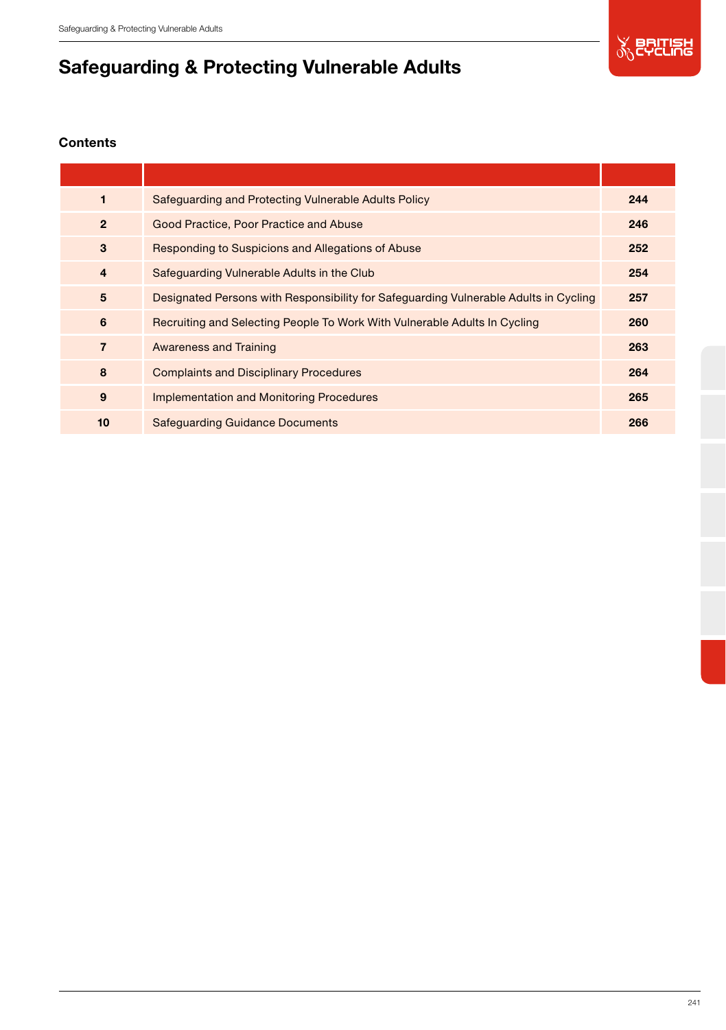# Safeguarding & Protecting Vulnerable Adults

## Contents

| | | |
|---|---|---|
| **1** | Safeguarding and Protecting Vulnerable Adults Policy | **244** |
| **2** | Good Practice, Poor Practice and Abuse | **246** |
| **3** | Responding to Suspicions and Allegations of Abuse | **252** |
| **4** | Safeguarding Vulnerable Adults in the Club | **254** |
| **5** | Designated Persons with Responsibility for Safeguarding Vulnerable Adults in Cycling | **257** |
| **6** | Recruiting and Selecting People To Work With Vulnerable Adults In Cycling | **260** |
| **7** | Awareness and Training | **263** |
| **8** | Complaints and Disciplinary Procedures | **264** |
| **9** | Implementation and Monitoring Procedures | **265** |
| **10** | Safeguarding Guidance Documents | **266** |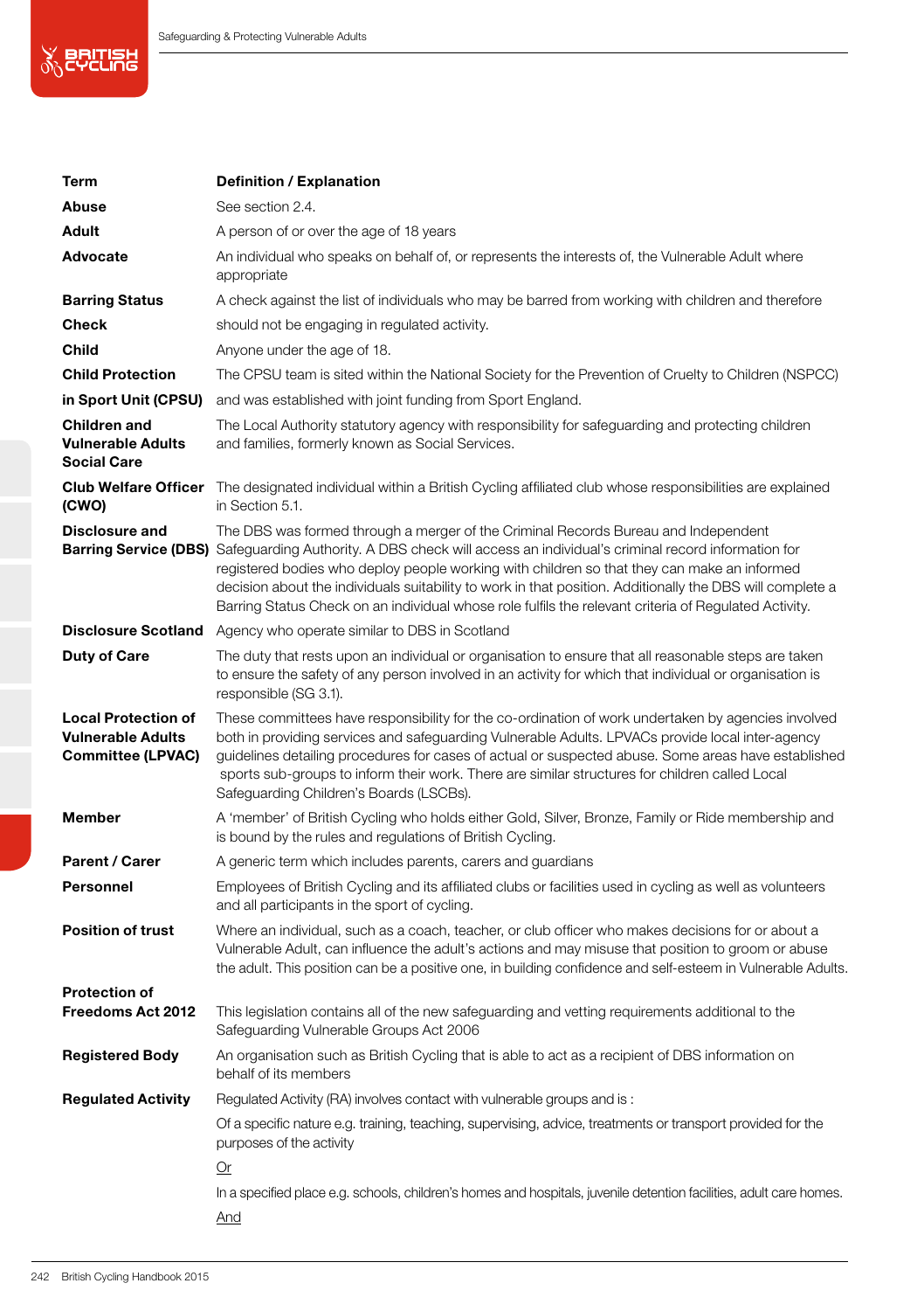| Term | Definition / Explanation |
|---|---|
| **Abuse** | See section 2.4. |
| **Adult** | A person of or over the age of 18 years |
| **Advocate** | An individual who speaks on behalf of, or represents the interests of, the Vulnerable Adult where appropriate |
| **Barring Status Check** | A check against the list of individuals who may be barred from working with children and therefore should not be engaging in regulated activity. |
| **Child** | Anyone under the age of 18. |
| **Child Protection in Sport Unit (CPSU)** | The CPSU team is sited within the National Society for the Prevention of Cruelty to Children (NSPCC) and was established with joint funding from Sport England. |
| **Children and Vulnerable Adults Social Care** | The Local Authority statutory agency with responsibility for safeguarding and protecting children and families, formerly known as Social Services. |
| **Club Welfare Officer (CWO)** | The designated individual within a British Cycling affiliated club whose responsibilities are explained in Section 5.1. |
| **Disclosure and Barring Service (DBS)** | The DBS was formed through a merger of the Criminal Records Bureau and Independent Safeguarding Authority. A DBS check will access an individual's criminal record information for registered bodies who deploy people working with children so that they can make an informed decision about the individuals suitability to work in that position. Additionally the DBS will complete a Barring Status Check on an individual whose role fulfils the relevant criteria of Regulated Activity. |
| **Disclosure Scotland** | Agency who operate similar to DBS in Scotland |
| **Duty of Care** | The duty that rests upon an individual or organisation to ensure that all reasonable steps are taken to ensure the safety of any person involved in an activity for which that individual or organisation is responsible (SG 3.1). |
| **Local Protection of Vulnerable Adults Committee (LPVAC)** | These committees have responsibility for the co-ordination of work undertaken by agencies involved both in providing services and safeguarding Vulnerable Adults. LPVACs provide local inter-agency guidelines detailing procedures for cases of actual or suspected abuse. Some areas have established sports sub-groups to inform their work. There are similar structures for children called Local Safeguarding Children's Boards (LSCBs). |
| **Member** | A 'member' of British Cycling who holds either Gold, Silver, Bronze, Family or Ride membership and is bound by the rules and regulations of British Cycling. |
| **Parent / Carer** | A generic term which includes parents, carers and guardians |
| **Personnel** | Employees of British Cycling and its affiliated clubs or facilities used in cycling as well as volunteers and all participants in the sport of cycling. |
| **Position of trust** | Where an individual, such as a coach, teacher, or club officer who makes decisions for or about a Vulnerable Adult, can influence the adult's actions and may misuse that position to groom or abuse the adult. This position can be a positive one, in building confidence and self-esteem in Vulnerable Adults. |
| **Protection of Freedoms Act 2012** | This legislation contains all of the new safeguarding and vetting requirements additional to the Safeguarding Vulnerable Groups Act 2006 |
| **Registered Body** | An organisation such as British Cycling that is able to act as a recipient of DBS information on behalf of its members |
| **Regulated Activity** | Regulated Activity (RA) involves contact with vulnerable groups and is :<br>Of a specific nature e.g. training, teaching, supervising, advice, treatments or transport provided for the purposes of the activity<br>Or<br>In a specified place e.g. schools, children's homes and hospitals, juvenile detention facilities, adult care homes.<br>And |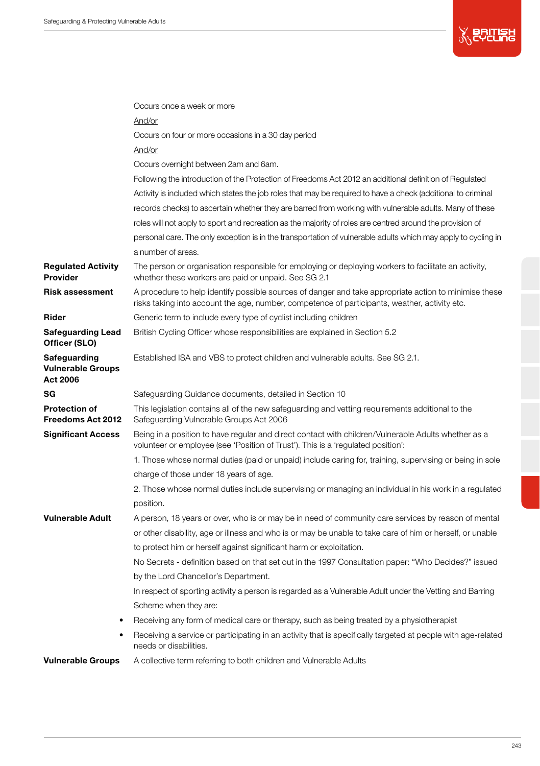Occurs once a week or more

And/or

Occurs on four or more occasions in a 30 day period

And/or

Occurs overnight between 2am and 6am.

Following the introduction of the Protection of Freedoms Act 2012 an additional definition of Regulated Activity is included which states the job roles that may be required to have a check (additional to criminal records checks) to ascertain whether they are barred from working with vulnerable adults. Many of these roles will not apply to sport and recreation as the majority of roles are centred around the provision of personal care. The only exception is in the transportation of vulnerable adults which may apply to cycling in a number of areas.

**Regulated Activity Provider** The person or organisation responsible for employing or deploying workers to facilitate an activity, whether these workers are paid or unpaid. See SG 2.1

**Risk assessment** A procedure to help identify possible sources of danger and take appropriate action to minimise these risks taking into account the age, number, competence of participants, weather, activity etc.

**Rider** Generic term to include every type of cyclist including children

**Safeguarding Lead Officer (SLO)** British Cycling Officer whose responsibilities are explained in Section 5.2

**Safeguarding Vulnerable Groups Act 2006** Established ISA and VBS to protect children and vulnerable adults. See SG 2.1.

**SG** Safeguarding Guidance documents, detailed in Section 10

**Protection of Freedoms Act 2012** This legislation contains all of the new safeguarding and vetting requirements additional to the Safeguarding Vulnerable Groups Act 2006

**Significant Access** Being in a position to have regular and direct contact with children/Vulnerable Adults whether as a volunteer or employee (see 'Position of Trust'). This is a 'regulated position':

1. Those whose normal duties (paid or unpaid) include caring for, training, supervising or being in sole charge of those under 18 years of age.
2. Those whose normal duties include supervising or managing an individual in his work in a regulated position.

**Vulnerable Adult** A person, 18 years or over, who is or may be in need of community care services by reason of mental or other disability, age or illness and who is or may be unable to take care of him or herself, or unable to protect him or herself against significant harm or exploitation.

No Secrets - definition based on that set out in the 1997 Consultation paper: "Who Decides?" issued by the Lord Chancellor's Department.

In respect of sporting activity a person is regarded as a Vulnerable Adult under the Vetting and Barring Scheme when they are:

- Receiving any form of medical care or therapy, such as being treated by a physiotherapist
- Receiving a service or participating in an activity that is specifically targeted at people with age-related needs or disabilities.

**Vulnerable Groups** A collective term referring to both children and Vulnerable Adults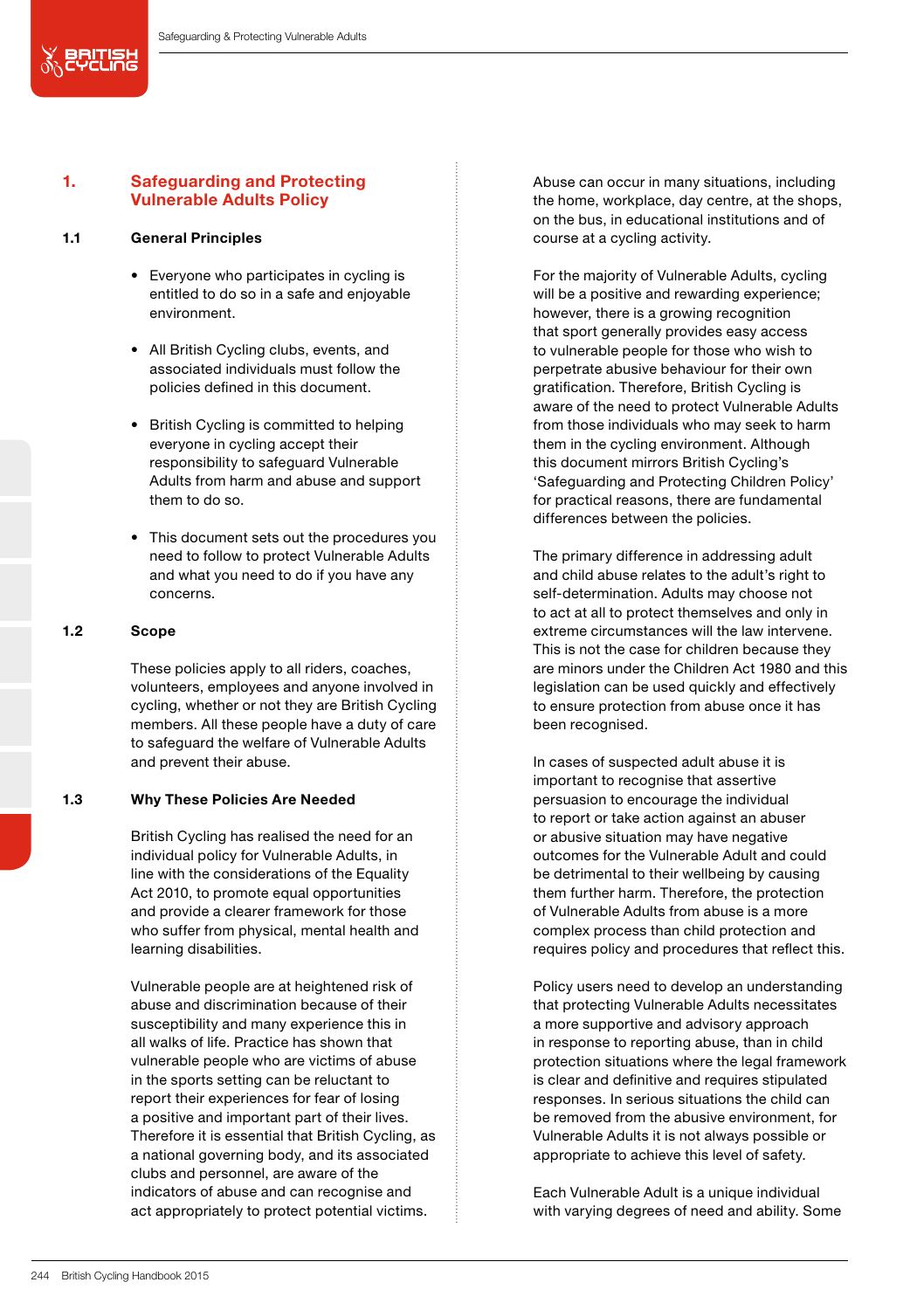# 1. Safeguarding and Protecting Vulnerable Adults Policy

## 1.1 General Principles

- Everyone who participates in cycling is entitled to do so in a safe and enjoyable environment.
- All British Cycling clubs, events, and associated individuals must follow the policies defined in this document.
- British Cycling is committed to helping everyone in cycling accept their responsibility to safeguard Vulnerable Adults from harm and abuse and support them to do so.
- This document sets out the procedures you need to follow to protect Vulnerable Adults and what you need to do if you have any concerns.

## 1.2 Scope

These policies apply to all riders, coaches, volunteers, employees and anyone involved in cycling, whether or not they are British Cycling members. All these people have a duty of care to safeguard the welfare of Vulnerable Adults and prevent their abuse.

## 1.3 Why These Policies Are Needed

British Cycling has realised the need for an individual policy for Vulnerable Adults, in line with the considerations of the Equality Act 2010, to promote equal opportunities and provide a clearer framework for those who suffer from physical, mental health and learning disabilities.

Vulnerable people are at heightened risk of abuse and discrimination because of their susceptibility and many experience this in all walks of life. Practice has shown that vulnerable people who are victims of abuse in the sports setting can be reluctant to report their experiences for fear of losing a positive and important part of their lives. Therefore it is essential that British Cycling, as a national governing body, and its associated clubs and personnel, are aware of the indicators of abuse and can recognise and act appropriately to protect potential victims.

Abuse can occur in many situations, including the home, workplace, day centre, at the shops, on the bus, in educational institutions and of course at a cycling activity.

For the majority of Vulnerable Adults, cycling will be a positive and rewarding experience; however, there is a growing recognition that sport generally provides easy access to vulnerable people for those who wish to perpetrate abusive behaviour for their own gratification. Therefore, British Cycling is aware of the need to protect Vulnerable Adults from those individuals who may seek to harm them in the cycling environment. Although this document mirrors British Cycling's 'Safeguarding and Protecting Children Policy' for practical reasons, there are fundamental differences between the policies.

The primary difference in addressing adult and child abuse relates to the adult's right to self-determination. Adults may choose not to act at all to protect themselves and only in extreme circumstances will the law intervene. This is not the case for children because they are minors under the Children Act 1980 and this legislation can be used quickly and effectively to ensure protection from abuse once it has been recognised.

In cases of suspected adult abuse it is important to recognise that assertive persuasion to encourage the individual to report or take action against an abuser or abusive situation may have negative outcomes for the Vulnerable Adult and could be detrimental to their wellbeing by causing them further harm. Therefore, the protection of Vulnerable Adults from abuse is a more complex process than child protection and requires policy and procedures that reflect this.

Policy users need to develop an understanding that protecting Vulnerable Adults necessitates a more supportive and advisory approach in response to reporting abuse, than in child protection situations where the legal framework is clear and definitive and requires stipulated responses. In serious situations the child can be removed from the abusive environment, for Vulnerable Adults it is not always possible or appropriate to achieve this level of safety.

Each Vulnerable Adult is a unique individual with varying degrees of need and ability. Some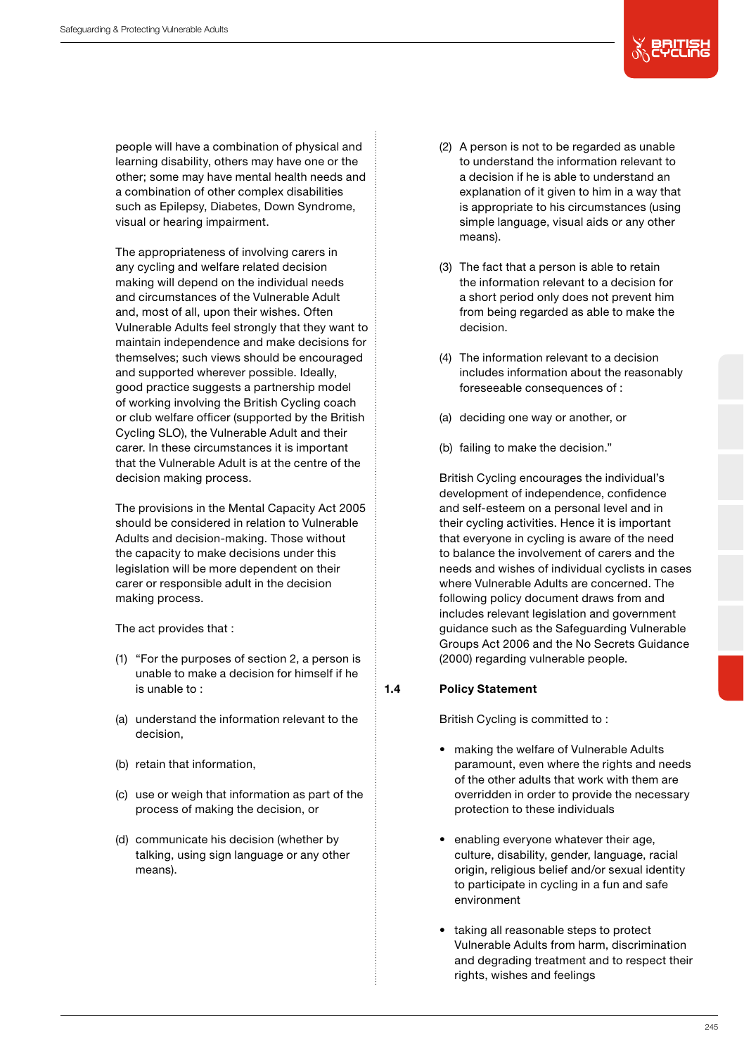people will have a combination of physical and learning disability, others may have one or the other; some may have mental health needs and a combination of other complex disabilities such as Epilepsy, Diabetes, Down Syndrome, visual or hearing impairment.

The appropriateness of involving carers in any cycling and welfare related decision making will depend on the individual needs and circumstances of the Vulnerable Adult and, most of all, upon their wishes. Often Vulnerable Adults feel strongly that they want to maintain independence and make decisions for themselves; such views should be encouraged and supported wherever possible. Ideally, good practice suggests a partnership model of working involving the British Cycling coach or club welfare officer (supported by the British Cycling SLO), the Vulnerable Adult and their carer. In these circumstances it is important that the Vulnerable Adult is at the centre of the decision making process.

The provisions in the Mental Capacity Act 2005 should be considered in relation to Vulnerable Adults and decision-making. Those without the capacity to make decisions under this legislation will be more dependent on their carer or responsible adult in the decision making process.

The act provides that :

(1) "For the purposes of section 2, a person is unable to make a decision for himself if he is unable to :

(a) understand the information relevant to the decision,

(b) retain that information,

(c) use or weigh that information as part of the process of making the decision, or

(d) communicate his decision (whether by talking, using sign language or any other means).

(2) A person is not to be regarded as unable to understand the information relevant to a decision if he is able to understand an explanation of it given to him in a way that is appropriate to his circumstances (using simple language, visual aids or any other means).

(3) The fact that a person is able to retain the information relevant to a decision for a short period only does not prevent him from being regarded as able to make the decision.

(4) The information relevant to a decision includes information about the reasonably foreseeable consequences of :

(a) deciding one way or another, or

(b) failing to make the decision."

British Cycling encourages the individual's development of independence, confidence and self-esteem on a personal level and in their cycling activities. Hence it is important that everyone in cycling is aware of the need to balance the involvement of carers and the needs and wishes of individual cyclists in cases where Vulnerable Adults are concerned. The following policy document draws from and includes relevant legislation and government guidance such as the Safeguarding Vulnerable Groups Act 2006 and the No Secrets Guidance (2000) regarding vulnerable people.

## 1.4 Policy Statement

British Cycling is committed to :

- making the welfare of Vulnerable Adults paramount, even where the rights and needs of the other adults that work with them are overridden in order to provide the necessary protection to these individuals
- enabling everyone whatever their age, culture, disability, gender, language, racial origin, religious belief and/or sexual identity to participate in cycling in a fun and safe environment
- taking all reasonable steps to protect Vulnerable Adults from harm, discrimination and degrading treatment and to respect their rights, wishes and feelings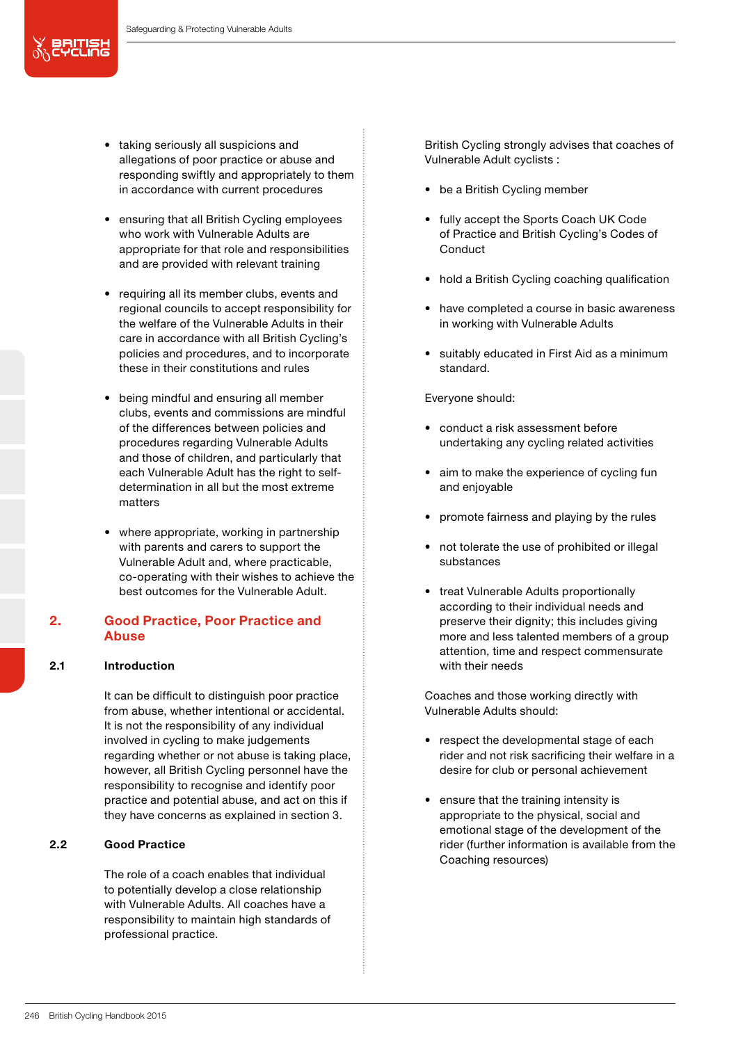- taking seriously all suspicions and allegations of poor practice or abuse and responding swiftly and appropriately to them in accordance with current procedures
- ensuring that all British Cycling employees who work with Vulnerable Adults are appropriate for that role and responsibilities and are provided with relevant training
- requiring all its member clubs, events and regional councils to accept responsibility for the welfare of the Vulnerable Adults in their care in accordance with all British Cycling's policies and procedures, and to incorporate these in their constitutions and rules
- being mindful and ensuring all member clubs, events and commissions are mindful of the differences between policies and procedures regarding Vulnerable Adults and those of children, and particularly that each Vulnerable Adult has the right to self-determination in all but the most extreme matters
- where appropriate, working in partnership with parents and carers to support the Vulnerable Adult and, where practicable, co-operating with their wishes to achieve the best outcomes for the Vulnerable Adult.

## 2. Good Practice, Poor Practice and Abuse

### 2.1 Introduction

It can be difficult to distinguish poor practice from abuse, whether intentional or accidental. It is not the responsibility of any individual involved in cycling to make judgements regarding whether or not abuse is taking place, however, all British Cycling personnel have the responsibility to recognise and identify poor practice and potential abuse, and act on this if they have concerns as explained in section 3.

### 2.2 Good Practice

The role of a coach enables that individual to potentially develop a close relationship with Vulnerable Adults. All coaches have a responsibility to maintain high standards of professional practice.

British Cycling strongly advises that coaches of Vulnerable Adult cyclists :

- be a British Cycling member
- fully accept the Sports Coach UK Code of Practice and British Cycling's Codes of Conduct
- hold a British Cycling coaching qualification
- have completed a course in basic awareness in working with Vulnerable Adults
- suitably educated in First Aid as a minimum standard.

Everyone should:

- conduct a risk assessment before undertaking any cycling related activities
- aim to make the experience of cycling fun and enjoyable
- promote fairness and playing by the rules
- not tolerate the use of prohibited or illegal substances
- treat Vulnerable Adults proportionally according to their individual needs and preserve their dignity; this includes giving more and less talented members of a group attention, time and respect commensurate with their needs

Coaches and those working directly with Vulnerable Adults should:

- respect the developmental stage of each rider and not risk sacrificing their welfare in a desire for club or personal achievement
- ensure that the training intensity is appropriate to the physical, social and emotional stage of the development of the rider (further information is available from the Coaching resources)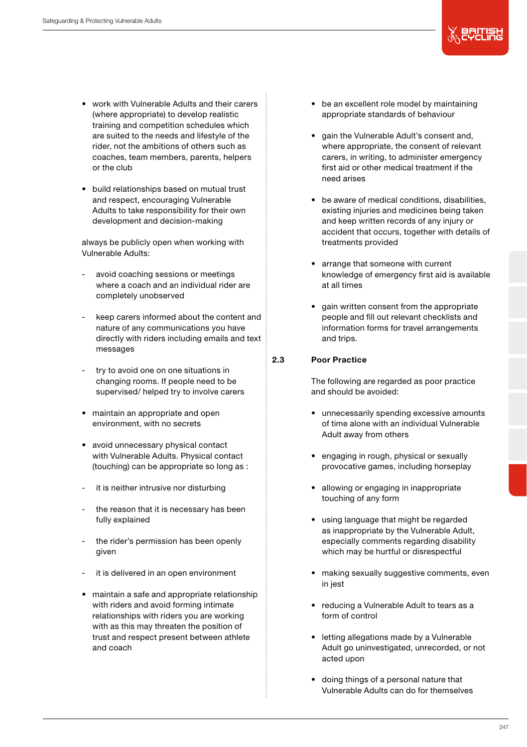- work with Vulnerable Adults and their carers (where appropriate) to develop realistic training and competition schedules which are suited to the needs and lifestyle of the rider, not the ambitions of others such as coaches, team members, parents, helpers or the club

- build relationships based on mutual trust and respect, encouraging Vulnerable Adults to take responsibility for their own development and decision-making

always be publicly open when working with Vulnerable Adults:

- avoid coaching sessions or meetings where a coach and an individual rider are completely unobserved

- keep carers informed about the content and nature of any communications you have directly with riders including emails and text messages

- try to avoid one on one situations in changing rooms. If people need to be supervised/ helped try to involve carers

- maintain an appropriate and open environment, with no secrets

- avoid unnecessary physical contact with Vulnerable Adults. Physical contact (touching) can be appropriate so long as :
  - it is neither intrusive nor disturbing
  - the reason that it is necessary has been fully explained
  - the rider's permission has been openly given
  - it is delivered in an open environment

- maintain a safe and appropriate relationship with riders and avoid forming intimate relationships with riders you are working with as this may threaten the position of trust and respect present between athlete and coach

- be an excellent role model by maintaining appropriate standards of behaviour

- gain the Vulnerable Adult's consent and, where appropriate, the consent of relevant carers, in writing, to administer emergency first aid or other medical treatment if the need arises

- be aware of medical conditions, disabilities, existing injuries and medicines being taken and keep written records of any injury or accident that occurs, together with details of treatments provided

- arrange that someone with current knowledge of emergency first aid is available at all times

- gain written consent from the appropriate people and fill out relevant checklists and information forms for travel arrangements and trips.

## 2.3 Poor Practice

The following are regarded as poor practice and should be avoided:

- unnecessarily spending excessive amounts of time alone with an individual Vulnerable Adult away from others

- engaging in rough, physical or sexually provocative games, including horseplay

- allowing or engaging in inappropriate touching of any form

- using language that might be regarded as inappropriate by the Vulnerable Adult, especially comments regarding disability which may be hurtful or disrespectful

- making sexually suggestive comments, even in jest

- reducing a Vulnerable Adult to tears as a form of control

- letting allegations made by a Vulnerable Adult go uninvestigated, unrecorded, or not acted upon

- doing things of a personal nature that Vulnerable Adults can do for themselves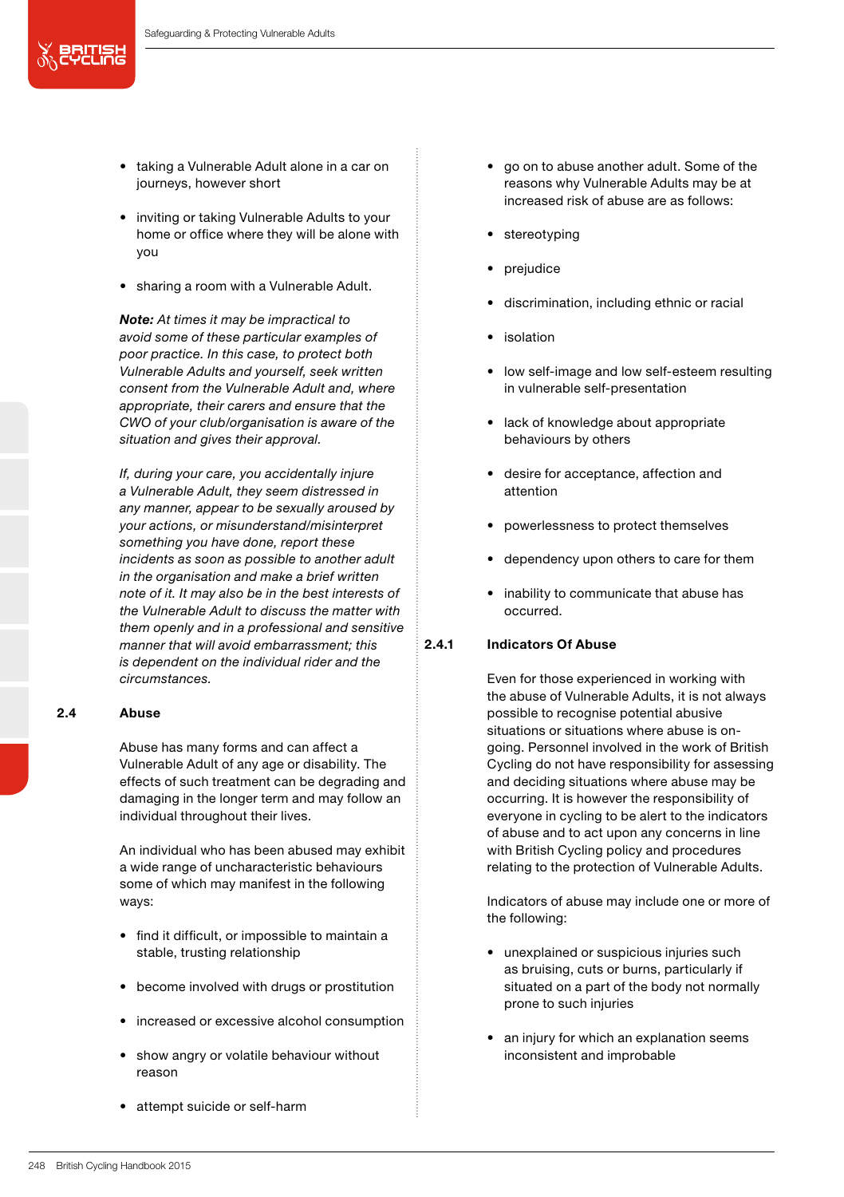- taking a Vulnerable Adult alone in a car on journeys, however short
- inviting or taking Vulnerable Adults to your home or office where they will be alone with you
- sharing a room with a Vulnerable Adult.

***Note:*** *At times it may be impractical to avoid some of these particular examples of poor practice. In this case, to protect both Vulnerable Adults and yourself, seek written consent from the Vulnerable Adult and, where appropriate, their carers and ensure that the CWO of your club/organisation is aware of the situation and gives their approval.*

*If, during your care, you accidentally injure a Vulnerable Adult, they seem distressed in any manner, appear to be sexually aroused by your actions, or misunderstand/misinterpret something you have done, report these incidents as soon as possible to another adult in the organisation and make a brief written note of it. It may also be in the best interests of the Vulnerable Adult to discuss the matter with them openly and in a professional and sensitive manner that will avoid embarrassment; this is dependent on the individual rider and the circumstances.*

## 2.4 Abuse

Abuse has many forms and can affect a Vulnerable Adult of any age or disability. The effects of such treatment can be degrading and damaging in the longer term and may follow an individual throughout their lives.

An individual who has been abused may exhibit a wide range of uncharacteristic behaviours some of which may manifest in the following ways:

- find it difficult, or impossible to maintain a stable, trusting relationship
- become involved with drugs or prostitution
- increased or excessive alcohol consumption
- show angry or volatile behaviour without reason
- attempt suicide or self-harm
- go on to abuse another adult. Some of the reasons why Vulnerable Adults may be at increased risk of abuse are as follows:
- stereotyping
- prejudice
- discrimination, including ethnic or racial
- isolation
- low self-image and low self-esteem resulting in vulnerable self-presentation
- lack of knowledge about appropriate behaviours by others
- desire for acceptance, affection and attention
- powerlessness to protect themselves
- dependency upon others to care for them
- inability to communicate that abuse has occurred.

### 2.4.1 Indicators Of Abuse

Even for those experienced in working with the abuse of Vulnerable Adults, it is not always possible to recognise potential abusive situations or situations where abuse is on-going. Personnel involved in the work of British Cycling do not have responsibility for assessing and deciding situations where abuse may be occurring. It is however the responsibility of everyone in cycling to be alert to the indicators of abuse and to act upon any concerns in line with British Cycling policy and procedures relating to the protection of Vulnerable Adults.

Indicators of abuse may include one or more of the following:

- unexplained or suspicious injuries such as bruising, cuts or burns, particularly if situated on a part of the body not normally prone to such injuries
- an injury for which an explanation seems inconsistent and improbable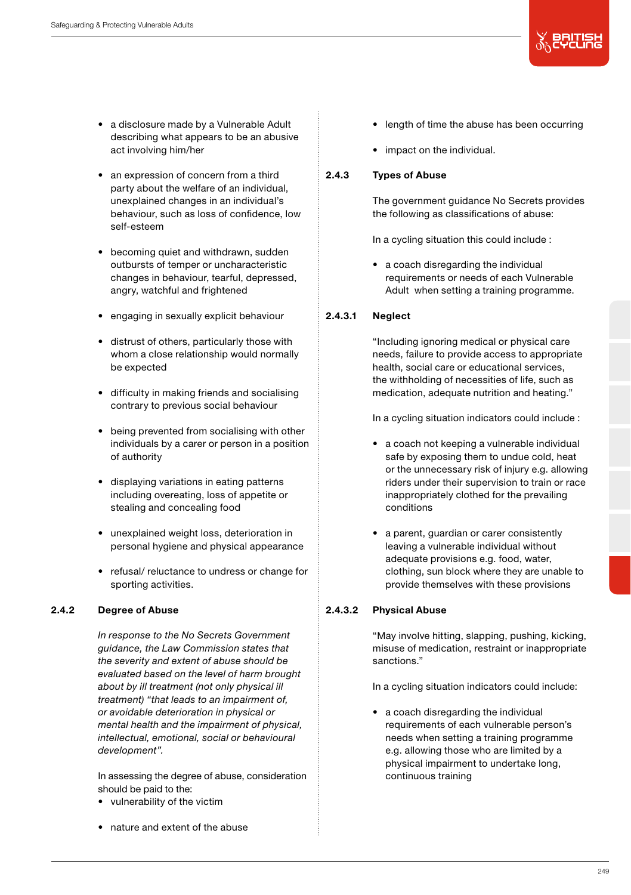- a disclosure made by a Vulnerable Adult describing what appears to be an abusive act involving him/her
- an expression of concern from a third party about the welfare of an individual, unexplained changes in an individual's behaviour, such as loss of confidence, low self-esteem
- becoming quiet and withdrawn, sudden outbursts of temper or uncharacteristic changes in behaviour, tearful, depressed, angry, watchful and frightened
- engaging in sexually explicit behaviour
- distrust of others, particularly those with whom a close relationship would normally be expected
- difficulty in making friends and socialising contrary to previous social behaviour
- being prevented from socialising with other individuals by a carer or person in a position of authority
- displaying variations in eating patterns including overeating, loss of appetite or stealing and concealing food
- unexplained weight loss, deterioration in personal hygiene and physical appearance
- refusal/ reluctance to undress or change for sporting activities.

### 2.4.2 Degree of Abuse

*In response to the No Secrets Government guidance, the Law Commission states that the severity and extent of abuse should be evaluated based on the level of harm brought about by ill treatment (not only physical ill treatment) "that leads to an impairment of, or avoidable deterioration in physical or mental health and the impairment of physical, intellectual, emotional, social or behavioural development".*

In assessing the degree of abuse, consideration should be paid to the:

- vulnerability of the victim
- nature and extent of the abuse
- length of time the abuse has been occurring
- impact on the individual.

### 2.4.3 Types of Abuse

The government guidance No Secrets provides the following as classifications of abuse:

In a cycling situation this could include :

- a coach disregarding the individual requirements or needs of each Vulnerable Adult when setting a training programme.

#### 2.4.3.1 Neglect

"Including ignoring medical or physical care needs, failure to provide access to appropriate health, social care or educational services, the withholding of necessities of life, such as medication, adequate nutrition and heating."

In a cycling situation indicators could include :

- a coach not keeping a vulnerable individual safe by exposing them to undue cold, heat or the unnecessary risk of injury e.g. allowing riders under their supervision to train or race inappropriately clothed for the prevailing conditions
- a parent, guardian or carer consistently leaving a vulnerable individual without adequate provisions e.g. food, water, clothing, sun block where they are unable to provide themselves with these provisions

#### 2.4.3.2 Physical Abuse

"May involve hitting, slapping, pushing, kicking, misuse of medication, restraint or inappropriate sanctions."

In a cycling situation indicators could include:

- a coach disregarding the individual requirements of each vulnerable person's needs when setting a training programme e.g. allowing those who are limited by a physical impairment to undertake long, continuous training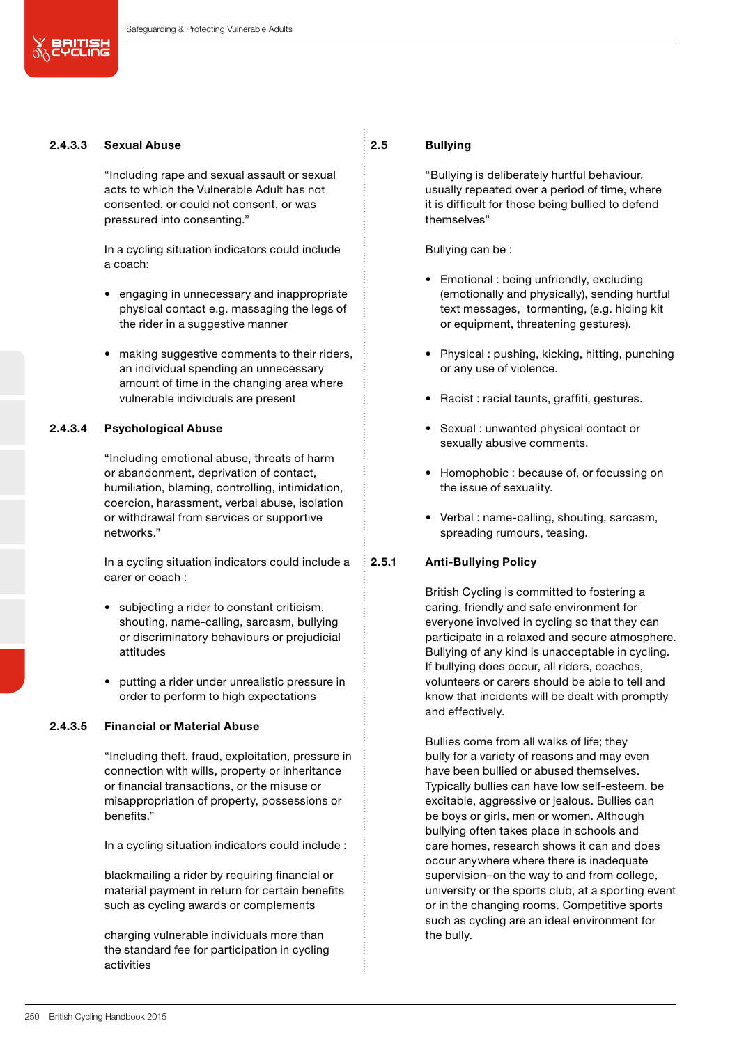#### 2.4.3.3 Sexual Abuse

"Including rape and sexual assault or sexual acts to which the Vulnerable Adult has not consented, or could not consent, or was pressured into consenting."

In a cycling situation indicators could include a coach:

- engaging in unnecessary and inappropriate physical contact e.g. massaging the legs of the rider in a suggestive manner
- making suggestive comments to their riders, an individual spending an unnecessary amount of time in the changing area where vulnerable individuals are present

#### 2.4.3.4 Psychological Abuse

"Including emotional abuse, threats of harm or abandonment, deprivation of contact, humiliation, blaming, controlling, intimidation, coercion, harassment, verbal abuse, isolation or withdrawal from services or supportive networks."

In a cycling situation indicators could include a carer or coach :

- subjecting a rider to constant criticism, shouting, name-calling, sarcasm, bullying or discriminatory behaviours or prejudicial attitudes
- putting a rider under unrealistic pressure in order to perform to high expectations

#### 2.4.3.5 Financial or Material Abuse

"Including theft, fraud, exploitation, pressure in connection with wills, property or inheritance or financial transactions, or the misuse or misappropriation of property, possessions or benefits."

In a cycling situation indicators could include :

blackmailing a rider by requiring financial or material payment in return for certain benefits such as cycling awards or complements

charging vulnerable individuals more than the standard fee for participation in cycling activities

## 2.5 Bullying

"Bullying is deliberately hurtful behaviour, usually repeated over a period of time, where it is difficult for those being bullied to defend themselves"

Bullying can be :

- Emotional : being unfriendly, excluding (emotionally and physically), sending hurtful text messages, tormenting, (e.g. hiding kit or equipment, threatening gestures).
- Physical : pushing, kicking, hitting, punching or any use of violence.
- Racist : racial taunts, graffiti, gestures.
- Sexual : unwanted physical contact or sexually abusive comments.
- Homophobic : because of, or focussing on the issue of sexuality.
- Verbal : name-calling, shouting, sarcasm, spreading rumours, teasing.

### 2.5.1 Anti-Bullying Policy

British Cycling is committed to fostering a caring, friendly and safe environment for everyone involved in cycling so that they can participate in a relaxed and secure atmosphere. Bullying of any kind is unacceptable in cycling. If bullying does occur, all riders, coaches, volunteers or carers should be able to tell and know that incidents will be dealt with promptly and effectively.

Bullies come from all walks of life; they bully for a variety of reasons and may even have been bullied or abused themselves. Typically bullies can have low self-esteem, be excitable, aggressive or jealous. Bullies can be boys or girls, men or women. Although bullying often takes place in schools and care homes, research shows it can and does occur anywhere where there is inadequate supervision–on the way to and from college, university or the sports club, at a sporting event or in the changing rooms. Competitive sports such as cycling are an ideal environment for the bully.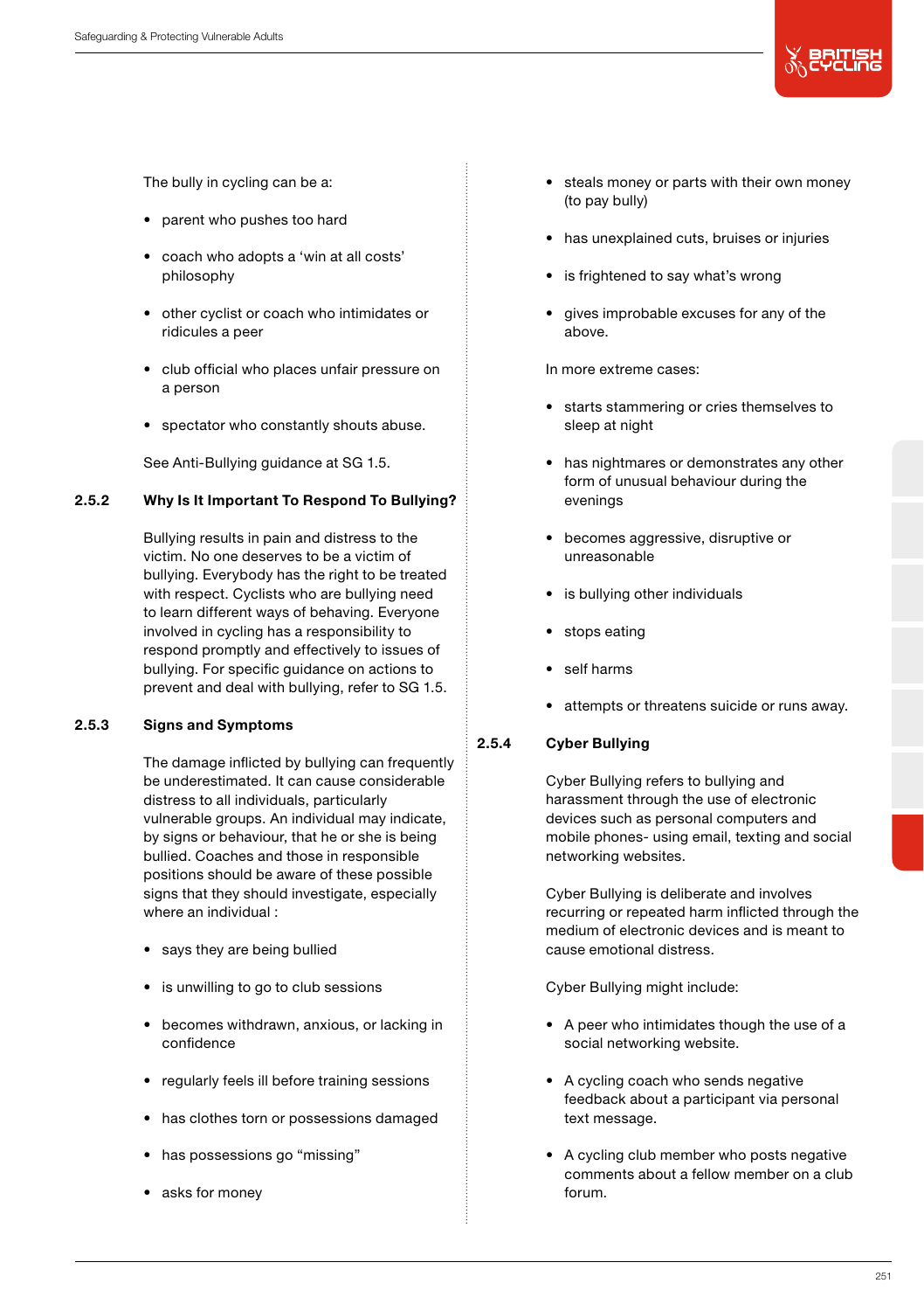The bully in cycling can be a:

- parent who pushes too hard
- coach who adopts a 'win at all costs' philosophy
- other cyclist or coach who intimidates or ridicules a peer
- club official who places unfair pressure on a person
- spectator who constantly shouts abuse.

See Anti-Bullying guidance at SG 1.5.

### 2.5.2 Why Is It Important To Respond To Bullying?

Bullying results in pain and distress to the victim. No one deserves to be a victim of bullying. Everybody has the right to be treated with respect. Cyclists who are bullying need to learn different ways of behaving. Everyone involved in cycling has a responsibility to respond promptly and effectively to issues of bullying. For specific guidance on actions to prevent and deal with bullying, refer to SG 1.5.

### 2.5.3 Signs and Symptoms

The damage inflicted by bullying can frequently be underestimated. It can cause considerable distress to all individuals, particularly vulnerable groups. An individual may indicate, by signs or behaviour, that he or she is being bullied. Coaches and those in responsible positions should be aware of these possible signs that they should investigate, especially where an individual :

- says they are being bullied
- is unwilling to go to club sessions
- becomes withdrawn, anxious, or lacking in confidence
- regularly feels ill before training sessions
- has clothes torn or possessions damaged
- has possessions go "missing"
- asks for money
- steals money or parts with their own money (to pay bully)
- has unexplained cuts, bruises or injuries
- is frightened to say what's wrong
- gives improbable excuses for any of the above.

In more extreme cases:

- starts stammering or cries themselves to sleep at night
- has nightmares or demonstrates any other form of unusual behaviour during the evenings
- becomes aggressive, disruptive or unreasonable
- is bullying other individuals
- stops eating
- self harms
- attempts or threatens suicide or runs away.

### 2.5.4 Cyber Bullying

Cyber Bullying refers to bullying and harassment through the use of electronic devices such as personal computers and mobile phones- using email, texting and social networking websites.

Cyber Bullying is deliberate and involves recurring or repeated harm inflicted through the medium of electronic devices and is meant to cause emotional distress.

Cyber Bullying might include:

- A peer who intimidates though the use of a social networking website.
- A cycling coach who sends negative feedback about a participant via personal text message.
- A cycling club member who posts negative comments about a fellow member on a club forum.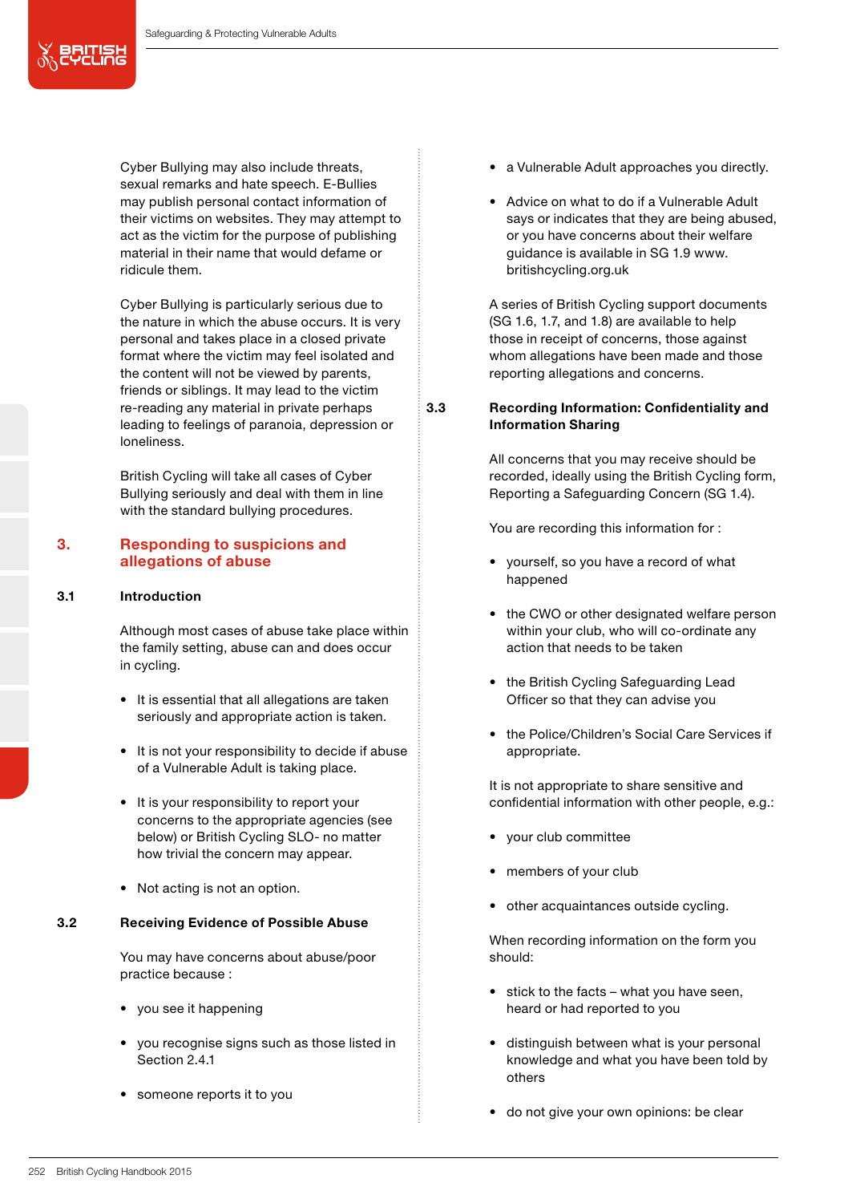Cyber Bullying may also include threats, sexual remarks and hate speech. E-Bullies may publish personal contact information of their victims on websites. They may attempt to act as the victim for the purpose of publishing material in their name that would defame or ridicule them.

Cyber Bullying is particularly serious due to the nature in which the abuse occurs. It is very personal and takes place in a closed private format where the victim may feel isolated and the content will not be viewed by parents, friends or siblings. It may lead to the victim re-reading any material in private perhaps leading to feelings of paranoia, depression or loneliness.

British Cycling will take all cases of Cyber Bullying seriously and deal with them in line with the standard bullying procedures.

## 3. Responding to suspicions and allegations of abuse

### 3.1 Introduction

Although most cases of abuse take place within the family setting, abuse can and does occur in cycling.

- It is essential that all allegations are taken seriously and appropriate action is taken.
- It is not your responsibility to decide if abuse of a Vulnerable Adult is taking place.
- It is your responsibility to report your concerns to the appropriate agencies (see below) or British Cycling SLO- no matter how trivial the concern may appear.
- Not acting is not an option.

### 3.2 Receiving Evidence of Possible Abuse

You may have concerns about abuse/poor practice because :

- you see it happening
- you recognise signs such as those listed in Section 2.4.1
- someone reports it to you
- a Vulnerable Adult approaches you directly.
- Advice on what to do if a Vulnerable Adult says or indicates that they are being abused, or you have concerns about their welfare guidance is available in SG 1.9 www.britishcycling.org.uk

A series of British Cycling support documents (SG 1.6, 1.7, and 1.8) are available to help those in receipt of concerns, those against whom allegations have been made and those reporting allegations and concerns.

### 3.3 Recording Information: Confidentiality and Information Sharing

All concerns that you may receive should be recorded, ideally using the British Cycling form, Reporting a Safeguarding Concern (SG 1.4).

You are recording this information for :

- yourself, so you have a record of what happened
- the CWO or other designated welfare person within your club, who will co-ordinate any action that needs to be taken
- the British Cycling Safeguarding Lead Officer so that they can advise you
- the Police/Children's Social Care Services if appropriate.

It is not appropriate to share sensitive and confidential information with other people, e.g.:

- your club committee
- members of your club
- other acquaintances outside cycling.

When recording information on the form you should:

- stick to the facts – what you have seen, heard or had reported to you
- distinguish between what is your personal knowledge and what you have been told by others
- do not give your own opinions: be clear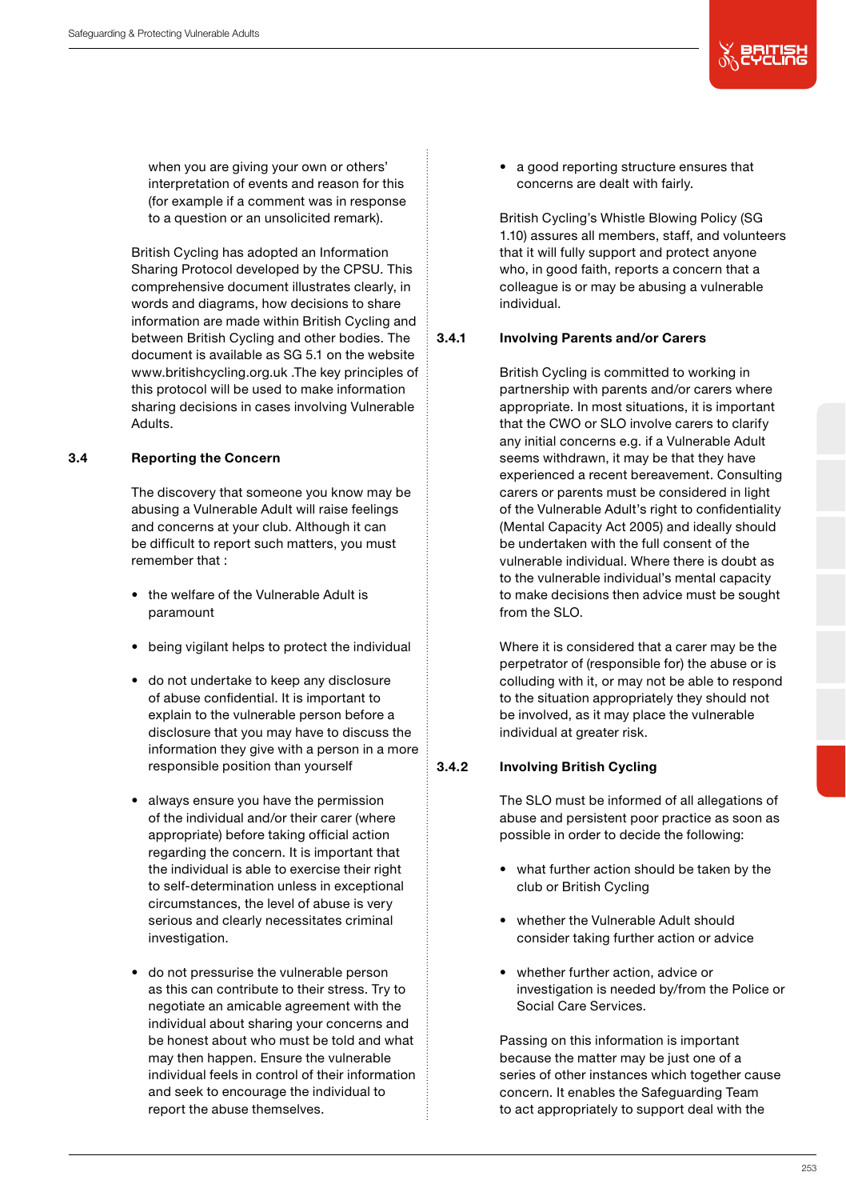when you are giving your own or others' interpretation of events and reason for this (for example if a comment was in response to a question or an unsolicited remark).

British Cycling has adopted an Information Sharing Protocol developed by the CPSU. This comprehensive document illustrates clearly, in words and diagrams, how decisions to share information are made within British Cycling and between British Cycling and other bodies. The document is available as SG 5.1 on the website www.britishcycling.org.uk .The key principles of this protocol will be used to make information sharing decisions in cases involving Vulnerable Adults.

### 3.4 Reporting the Concern

The discovery that someone you know may be abusing a Vulnerable Adult will raise feelings and concerns at your club. Although it can be difficult to report such matters, you must remember that :

- the welfare of the Vulnerable Adult is paramount
- being vigilant helps to protect the individual
- do not undertake to keep any disclosure of abuse confidential. It is important to explain to the vulnerable person before a disclosure that you may have to discuss the information they give with a person in a more responsible position than yourself
- always ensure you have the permission of the individual and/or their carer (where appropriate) before taking official action regarding the concern. It is important that the individual is able to exercise their right to self-determination unless in exceptional circumstances, the level of abuse is very serious and clearly necessitates criminal investigation.
- do not pressurise the vulnerable person as this can contribute to their stress. Try to negotiate an amicable agreement with the individual about sharing your concerns and be honest about who must be told and what may then happen. Ensure the vulnerable individual feels in control of their information and seek to encourage the individual to report the abuse themselves.
- a good reporting structure ensures that concerns are dealt with fairly.

British Cycling's Whistle Blowing Policy (SG 1.10) assures all members, staff, and volunteers that it will fully support and protect anyone who, in good faith, reports a concern that a colleague is or may be abusing a vulnerable individual.

### 3.4.1 Involving Parents and/or Carers

British Cycling is committed to working in partnership with parents and/or carers where appropriate. In most situations, it is important that the CWO or SLO involve carers to clarify any initial concerns e.g. if a Vulnerable Adult seems withdrawn, it may be that they have experienced a recent bereavement. Consulting carers or parents must be considered in light of the Vulnerable Adult's right to confidentiality (Mental Capacity Act 2005) and ideally should be undertaken with the full consent of the vulnerable individual. Where there is doubt as to the vulnerable individual's mental capacity to make decisions then advice must be sought from the SLO.

Where it is considered that a carer may be the perpetrator of (responsible for) the abuse or is colluding with it, or may not be able to respond to the situation appropriately they should not be involved, as it may place the vulnerable individual at greater risk.

### 3.4.2 Involving British Cycling

The SLO must be informed of all allegations of abuse and persistent poor practice as soon as possible in order to decide the following:

- what further action should be taken by the club or British Cycling
- whether the Vulnerable Adult should consider taking further action or advice
- whether further action, advice or investigation is needed by/from the Police or Social Care Services.

Passing on this information is important because the matter may be just one of a series of other instances which together cause concern. It enables the Safeguarding Team to act appropriately to support deal with the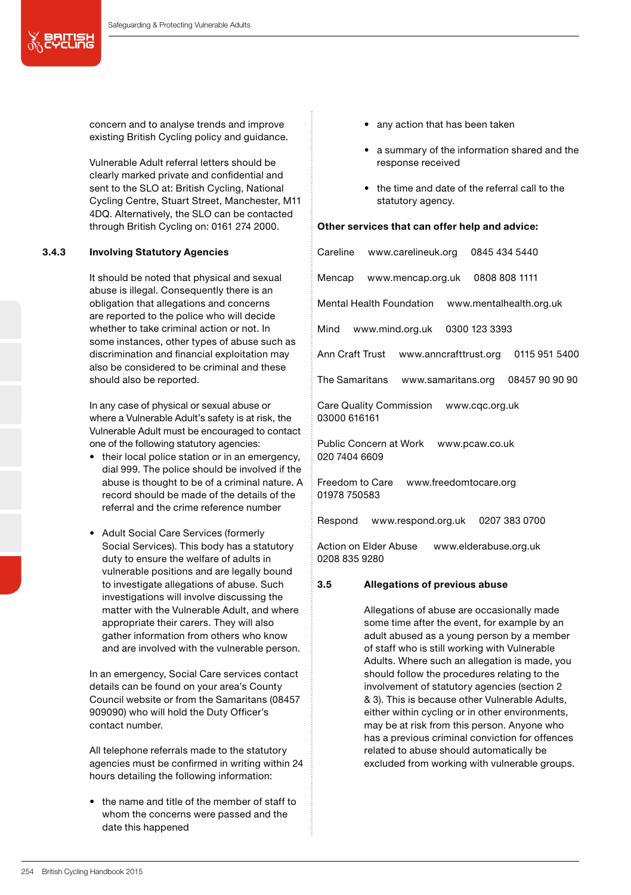concern and to analyse trends and improve existing British Cycling policy and guidance.

Vulnerable Adult referral letters should be clearly marked private and confidential and sent to the SLO at: British Cycling, National Cycling Centre, Stuart Street, Manchester, M11 4DQ. Alternatively, the SLO can be contacted through British Cycling on: 0161 274 2000.

### 3.4.3 Involving Statutory Agencies

It should be noted that physical and sexual abuse is illegal. Consequently there is an obligation that allegations and concerns are reported to the police who will decide whether to take criminal action or not. In some instances, other types of abuse such as discrimination and financial exploitation may also be considered to be criminal and these should also be reported.

In any case of physical or sexual abuse or where a Vulnerable Adult's safety is at risk, the Vulnerable Adult must be encouraged to contact one of the following statutory agencies:

- their local police station or in an emergency, dial 999. The police should be involved if the abuse is thought to be of a criminal nature. A record should be made of the details of the referral and the crime reference number
- Adult Social Care Services (formerly Social Services). This body has a statutory duty to ensure the welfare of adults in vulnerable positions and are legally bound to investigate allegations of abuse. Such investigations will involve discussing the matter with the Vulnerable Adult, and where appropriate their carers. They will also gather information from others who know and are involved with the vulnerable person.

In an emergency, Social Care services contact details can be found on your area's County Council website or from the Samaritans (08457 909090) who will hold the Duty Officer's contact number.

All telephone referrals made to the statutory agencies must be confirmed in writing within 24 hours detailing the following information:

- the name and title of the member of staff to whom the concerns were passed and the date this happened
- any action that has been taken
- a summary of the information shared and the response received
- the time and date of the referral call to the statutory agency.

**Other services that can offer help and advice:**

Careline www.carelineuk.org 0845 434 5440

Mencap www.mencap.org.uk 0808 808 1111

Mental Health Foundation www.mentalhealth.org.uk

Mind www.mind.org.uk 0300 123 3393

Ann Craft Trust www.anncrafttrust.org 0115 951 5400

The Samaritans www.samaritans.org 08457 90 90 90

Care Quality Commission www.cqc.org.uk 03000 616161

Public Concern at Work www.pcaw.co.uk 020 7404 6609

Freedom to Care www.freedomtocare.org 01978 750583

Respond www.respond.org.uk 0207 383 0700

Action on Elder Abuse www.elderabuse.org.uk 0208 835 9280

### 3.5 Allegations of previous abuse

Allegations of abuse are occasionally made some time after the event, for example by an adult abused as a young person by a member of staff who is still working with Vulnerable Adults. Where such an allegation is made, you should follow the procedures relating to the involvement of statutory agencies (section 2 & 3). This is because other Vulnerable Adults, either within cycling or in other environments, may be at risk from this person. Anyone who has a previous criminal conviction for offences related to abuse should automatically be excluded from working with vulnerable groups.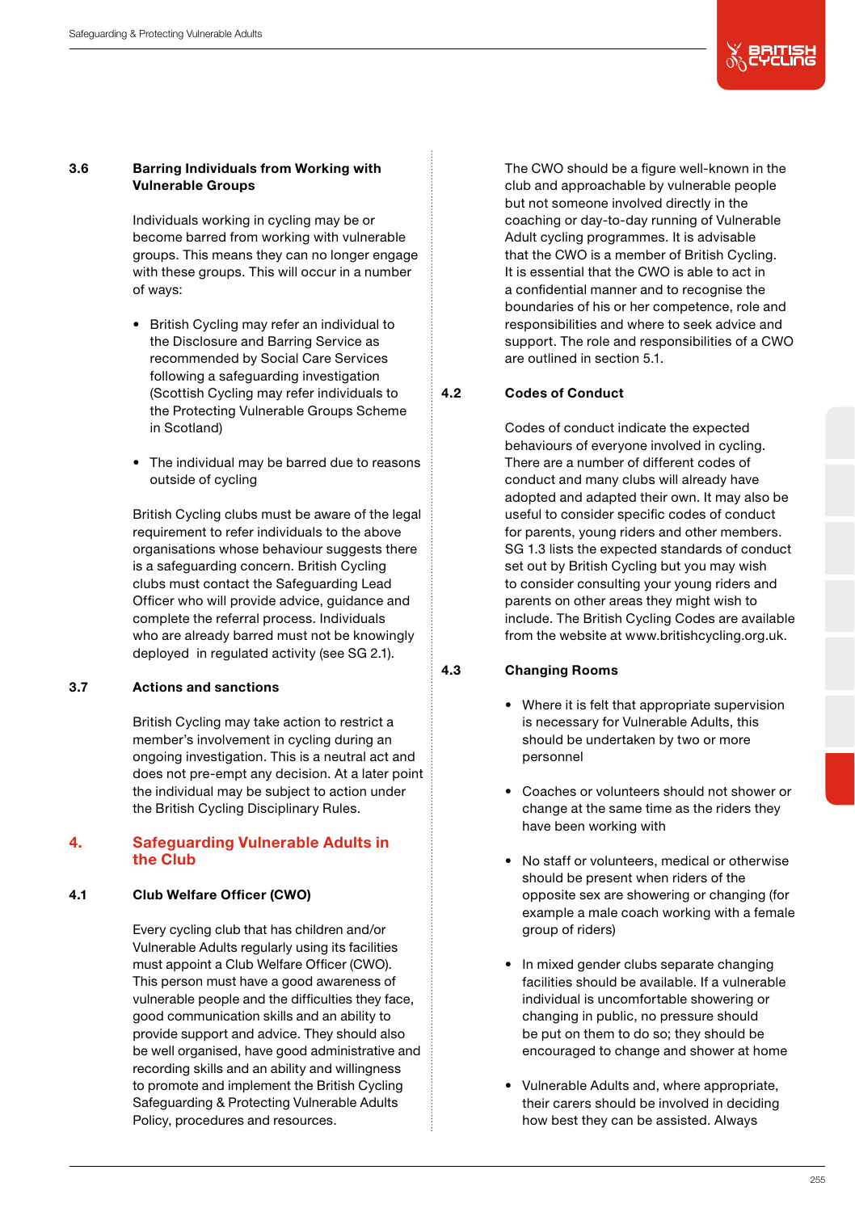### 3.6 Barring Individuals from Working with Vulnerable Groups

Individuals working in cycling may be or become barred from working with vulnerable groups. This means they can no longer engage with these groups. This will occur in a number of ways:

- British Cycling may refer an individual to the Disclosure and Barring Service as recommended by Social Care Services following a safeguarding investigation (Scottish Cycling may refer individuals to the Protecting Vulnerable Groups Scheme in Scotland)
- The individual may be barred due to reasons outside of cycling

British Cycling clubs must be aware of the legal requirement to refer individuals to the above organisations whose behaviour suggests there is a safeguarding concern. British Cycling clubs must contact the Safeguarding Lead Officer who will provide advice, guidance and complete the referral process. Individuals who are already barred must not be knowingly deployed in regulated activity (see SG 2.1).

### 3.7 Actions and sanctions

British Cycling may take action to restrict a member's involvement in cycling during an ongoing investigation. This is a neutral act and does not pre-empt any decision. At a later point the individual may be subject to action under the British Cycling Disciplinary Rules.

## 4. Safeguarding Vulnerable Adults in the Club

### 4.1 Club Welfare Officer (CWO)

Every cycling club that has children and/or Vulnerable Adults regularly using its facilities must appoint a Club Welfare Officer (CWO). This person must have a good awareness of vulnerable people and the difficulties they face, good communication skills and an ability to provide support and advice. They should also be well organised, have good administrative and recording skills and an ability and willingness to promote and implement the British Cycling Safeguarding & Protecting Vulnerable Adults Policy, procedures and resources.

The CWO should be a figure well-known in the club and approachable by vulnerable people but not someone involved directly in the coaching or day-to-day running of Vulnerable Adult cycling programmes. It is advisable that the CWO is a member of British Cycling. It is essential that the CWO is able to act in a confidential manner and to recognise the boundaries of his or her competence, role and responsibilities and where to seek advice and support. The role and responsibilities of a CWO are outlined in section 5.1.

### 4.2 Codes of Conduct

Codes of conduct indicate the expected behaviours of everyone involved in cycling. There are a number of different codes of conduct and many clubs will already have adopted and adapted their own. It may also be useful to consider specific codes of conduct for parents, young riders and other members. SG 1.3 lists the expected standards of conduct set out by British Cycling but you may wish to consider consulting your young riders and parents on other areas they might wish to include. The British Cycling Codes are available from the website at www.britishcycling.org.uk.

### 4.3 Changing Rooms

- Where it is felt that appropriate supervision is necessary for Vulnerable Adults, this should be undertaken by two or more personnel
- Coaches or volunteers should not shower or change at the same time as the riders they have been working with
- No staff or volunteers, medical or otherwise should be present when riders of the opposite sex are showering or changing (for example a male coach working with a female group of riders)
- In mixed gender clubs separate changing facilities should be available. If a vulnerable individual is uncomfortable showering or changing in public, no pressure should be put on them to do so; they should be encouraged to change and shower at home
- Vulnerable Adults and, where appropriate, their carers should be involved in deciding how best they can be assisted. Always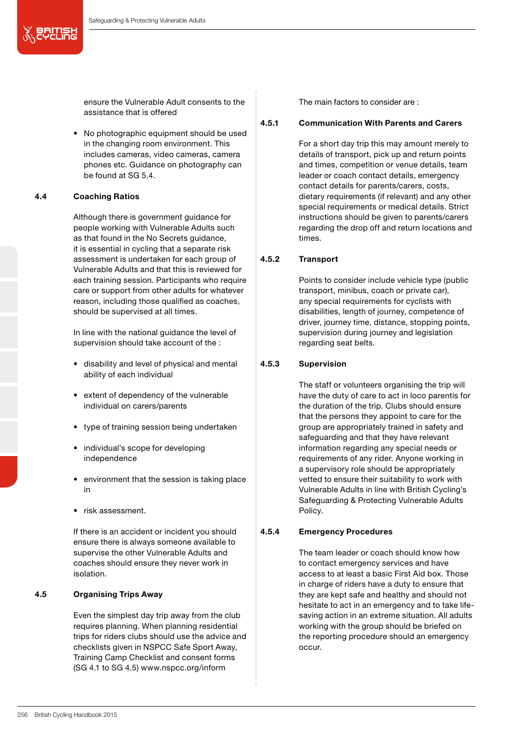ensure the Vulnerable Adult consents to the assistance that is offered

- No photographic equipment should be used in the changing room environment. This includes cameras, video cameras, camera phones etc. Guidance on photography can be found at SG 5.4.

### 4.4 Coaching Ratios

Although there is government guidance for people working with Vulnerable Adults such as that found in the No Secrets guidance, it is essential in cycling that a separate risk assessment is undertaken for each group of Vulnerable Adults and that this is reviewed for each training session. Participants who require care or support from other adults for whatever reason, including those qualified as coaches, should be supervised at all times.

In line with the national guidance the level of supervision should take account of the :

- disability and level of physical and mental ability of each individual
- extent of dependency of the vulnerable individual on carers/parents
- type of training session being undertaken
- individual's scope for developing independence
- environment that the session is taking place in
- risk assessment.

If there is an accident or incident you should ensure there is always someone available to supervise the other Vulnerable Adults and coaches should ensure they never work in isolation.

### 4.5 Organising Trips Away

Even the simplest day trip away from the club requires planning. When planning residential trips for riders clubs should use the advice and checklists given in NSPCC Safe Sport Away, Training Camp Checklist and consent forms (SG 4.1 to SG 4.5) www.nspcc.org/inform

The main factors to consider are :

#### 4.5.1 Communication With Parents and Carers

For a short day trip this may amount merely to details of transport, pick up and return points and times, competition or venue details, team leader or coach contact details, emergency contact details for parents/carers, costs, dietary requirements (if relevant) and any other special requirements or medical details. Strict instructions should be given to parents/carers regarding the drop off and return locations and times.

#### 4.5.2 Transport

Points to consider include vehicle type (public transport, minibus, coach or private car), any special requirements for cyclists with disabilities, length of journey, competence of driver, journey time, distance, stopping points, supervision during journey and legislation regarding seat belts.

#### 4.5.3 Supervision

The staff or volunteers organising the trip will have the duty of care to act in loco parentis for the duration of the trip. Clubs should ensure that the persons they appoint to care for the group are appropriately trained in safety and safeguarding and that they have relevant information regarding any special needs or requirements of any rider. Anyone working in a supervisory role should be appropriately vetted to ensure their suitability to work with Vulnerable Adults in line with British Cycling's Safeguarding & Protecting Vulnerable Adults Policy.

#### 4.5.4 Emergency Procedures

The team leader or coach should know how to contact emergency services and have access to at least a basic First Aid box. Those in charge of riders have a duty to ensure that they are kept safe and healthy and should not hesitate to act in an emergency and to take life-saving action in an extreme situation. All adults working with the group should be briefed on the reporting procedure should an emergency occur.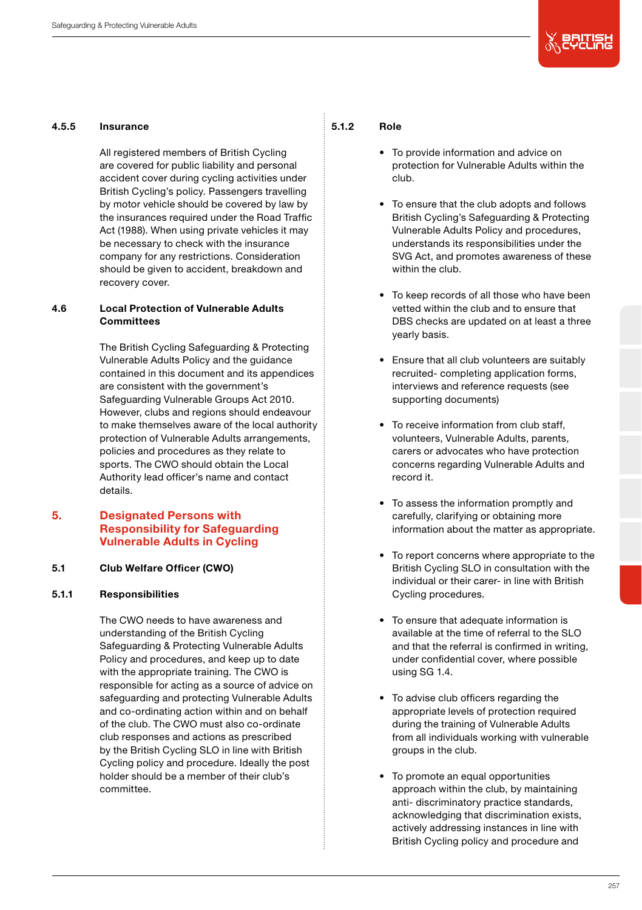#### 4.5.5 Insurance

All registered members of British Cycling are covered for public liability and personal accident cover during cycling activities under British Cycling's policy. Passengers travelling by motor vehicle should be covered by law by the insurances required under the Road Traffic Act (1988). When using private vehicles it may be necessary to check with the insurance company for any restrictions. Consideration should be given to accident, breakdown and recovery cover.

### 4.6 Local Protection of Vulnerable Adults Committees

The British Cycling Safeguarding & Protecting Vulnerable Adults Policy and the guidance contained in this document and its appendices are consistent with the government's Safeguarding Vulnerable Groups Act 2010. However, clubs and regions should endeavour to make themselves aware of the local authority protection of Vulnerable Adults arrangements, policies and procedures as they relate to sports. The CWO should obtain the Local Authority lead officer's name and contact details.

## 5. Designated Persons with Responsibility for Safeguarding Vulnerable Adults in Cycling

### 5.1 Club Welfare Officer (CWO)

#### 5.1.1 Responsibilities

The CWO needs to have awareness and understanding of the British Cycling Safeguarding & Protecting Vulnerable Adults Policy and procedures, and keep up to date with the appropriate training. The CWO is responsible for acting as a source of advice on safeguarding and protecting Vulnerable Adults and co-ordinating action within and on behalf of the club. The CWO must also co-ordinate club responses and actions as prescribed by the British Cycling SLO in line with British Cycling policy and procedure. Ideally the post holder should be a member of their club's committee.

#### 5.1.2 Role

- To provide information and advice on protection for Vulnerable Adults within the club.
- To ensure that the club adopts and follows British Cycling's Safeguarding & Protecting Vulnerable Adults Policy and procedures, understands its responsibilities under the SVG Act, and promotes awareness of these within the club.
- To keep records of all those who have been vetted within the club and to ensure that DBS checks are updated on at least a three yearly basis.
- Ensure that all club volunteers are suitably recruited- completing application forms, interviews and reference requests (see supporting documents)
- To receive information from club staff, volunteers, Vulnerable Adults, parents, carers or advocates who have protection concerns regarding Vulnerable Adults and record it.
- To assess the information promptly and carefully, clarifying or obtaining more information about the matter as appropriate.
- To report concerns where appropriate to the British Cycling SLO in consultation with the individual or their carer- in line with British Cycling procedures.
- To ensure that adequate information is available at the time of referral to the SLO and that the referral is confirmed in writing, under confidential cover, where possible using SG 1.4.
- To advise club officers regarding the appropriate levels of protection required during the training of Vulnerable Adults from all individuals working with vulnerable groups in the club.
- To promote an equal opportunities approach within the club, by maintaining anti- discriminatory practice standards, acknowledging that discrimination exists, actively addressing instances in line with British Cycling policy and procedure and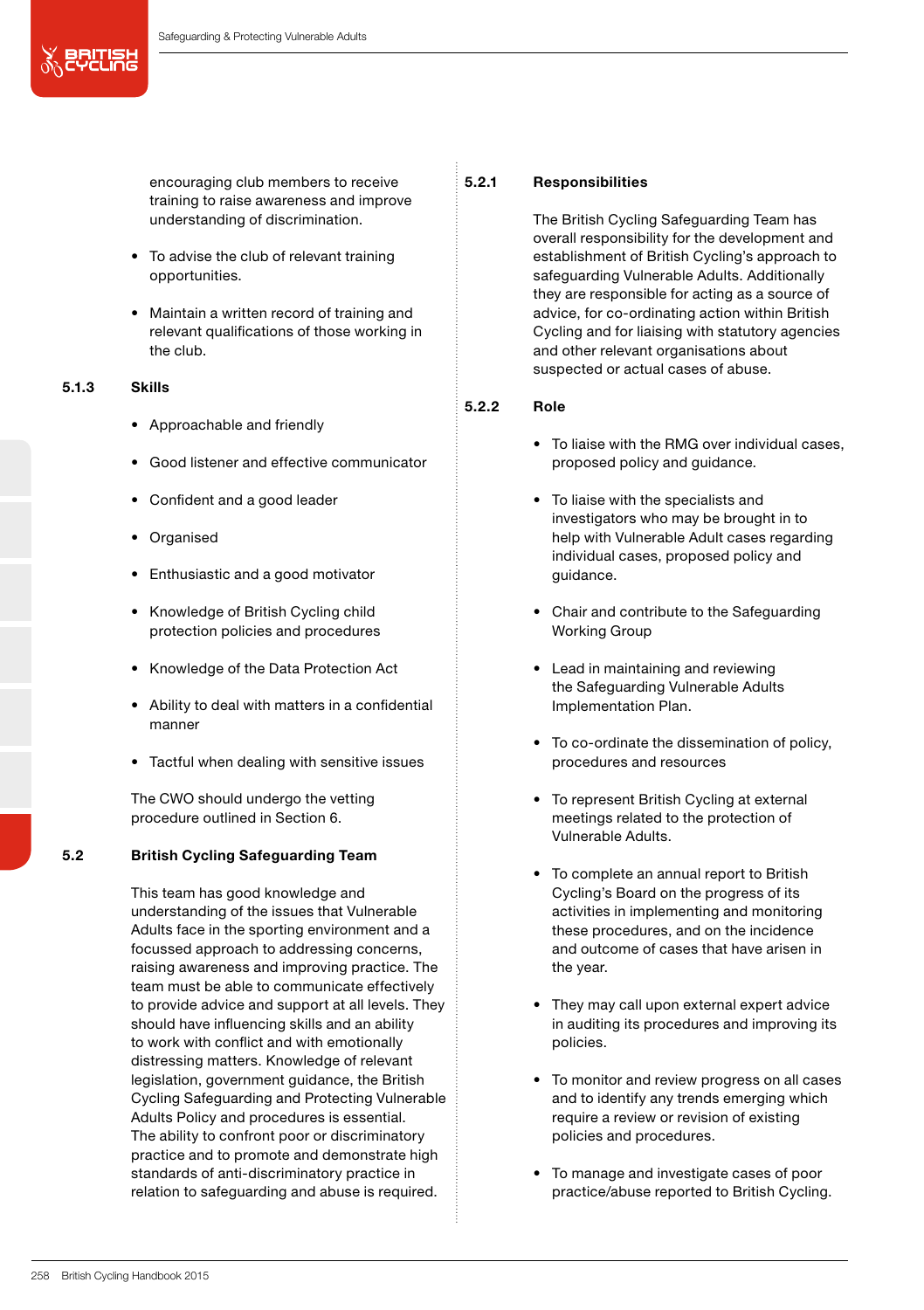encouraging club members to receive training to raise awareness and improve understanding of discrimination.

- To advise the club of relevant training opportunities.
- Maintain a written record of training and relevant qualifications of those working in the club.

### 5.1.3 Skills

- Approachable and friendly
- Good listener and effective communicator
- Confident and a good leader
- Organised
- Enthusiastic and a good motivator
- Knowledge of British Cycling child protection policies and procedures
- Knowledge of the Data Protection Act
- Ability to deal with matters in a confidential manner
- Tactful when dealing with sensitive issues

The CWO should undergo the vetting procedure outlined in Section 6.

## 5.2 British Cycling Safeguarding Team

This team has good knowledge and understanding of the issues that Vulnerable Adults face in the sporting environment and a focussed approach to addressing concerns, raising awareness and improving practice. The team must be able to communicate effectively to provide advice and support at all levels. They should have influencing skills and an ability to work with conflict and with emotionally distressing matters. Knowledge of relevant legislation, government guidance, the British Cycling Safeguarding and Protecting Vulnerable Adults Policy and procedures is essential. The ability to confront poor or discriminatory practice and to promote and demonstrate high standards of anti-discriminatory practice in relation to safeguarding and abuse is required.

### 5.2.1 Responsibilities

The British Cycling Safeguarding Team has overall responsibility for the development and establishment of British Cycling's approach to safeguarding Vulnerable Adults. Additionally they are responsible for acting as a source of advice, for co-ordinating action within British Cycling and for liaising with statutory agencies and other relevant organisations about suspected or actual cases of abuse.

### 5.2.2 Role

- To liaise with the RMG over individual cases, proposed policy and guidance.
- To liaise with the specialists and investigators who may be brought in to help with Vulnerable Adult cases regarding individual cases, proposed policy and guidance.
- Chair and contribute to the Safeguarding Working Group
- Lead in maintaining and reviewing the Safeguarding Vulnerable Adults Implementation Plan.
- To co-ordinate the dissemination of policy, procedures and resources
- To represent British Cycling at external meetings related to the protection of Vulnerable Adults.
- To complete an annual report to British Cycling's Board on the progress of its activities in implementing and monitoring these procedures, and on the incidence and outcome of cases that have arisen in the year.
- They may call upon external expert advice in auditing its procedures and improving its policies.
- To monitor and review progress on all cases and to identify any trends emerging which require a review or revision of existing policies and procedures.
- To manage and investigate cases of poor practice/abuse reported to British Cycling.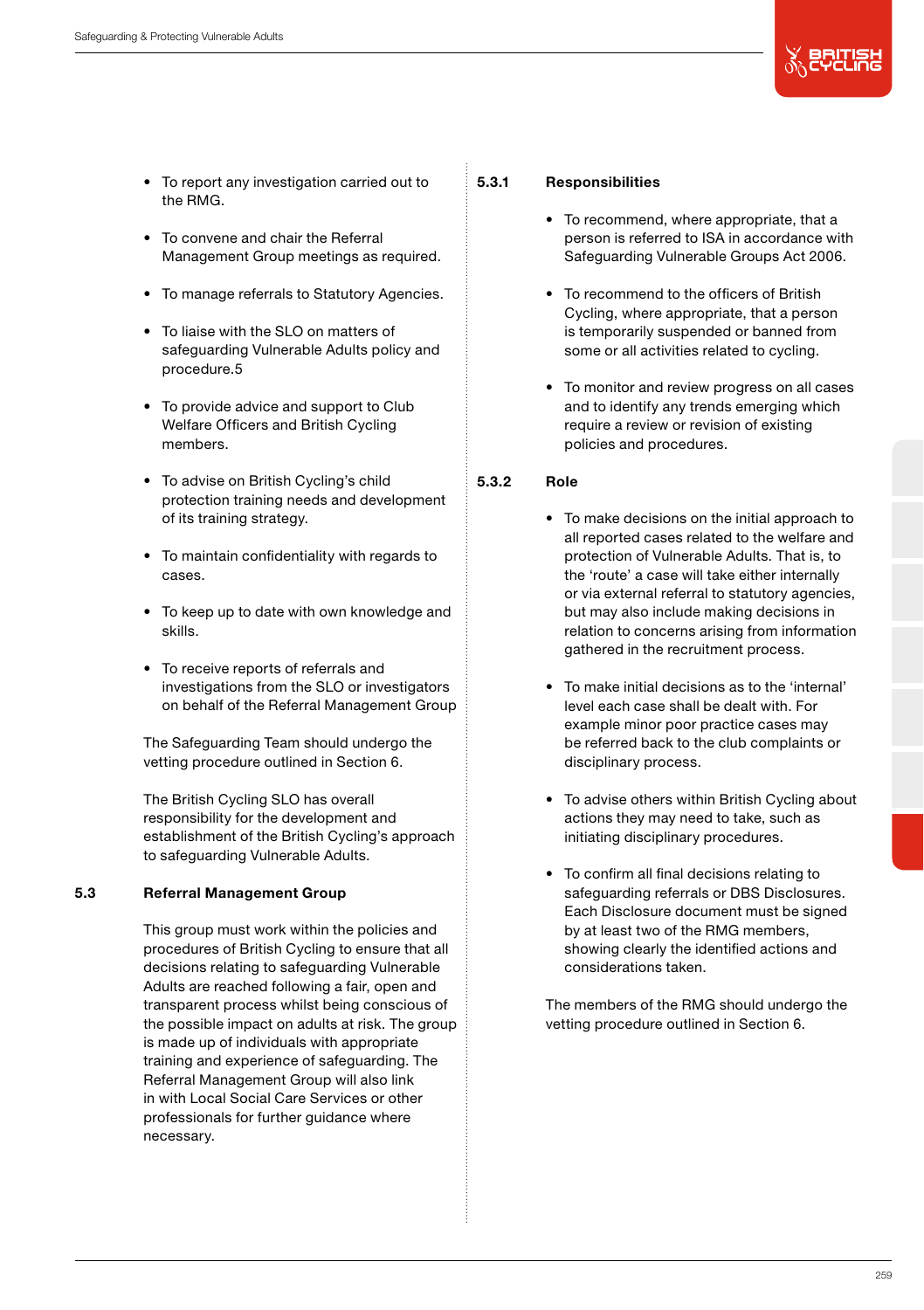- To report any investigation carried out to the RMG.
- To convene and chair the Referral Management Group meetings as required.
- To manage referrals to Statutory Agencies.
- To liaise with the SLO on matters of safeguarding Vulnerable Adults policy and procedure.5
- To provide advice and support to Club Welfare Officers and British Cycling members.
- To advise on British Cycling's child protection training needs and development of its training strategy.
- To maintain confidentiality with regards to cases.
- To keep up to date with own knowledge and skills.
- To receive reports of referrals and investigations from the SLO or investigators on behalf of the Referral Management Group

The Safeguarding Team should undergo the vetting procedure outlined in Section 6.

The British Cycling SLO has overall responsibility for the development and establishment of the British Cycling's approach to safeguarding Vulnerable Adults.

## 5.3 Referral Management Group

This group must work within the policies and procedures of British Cycling to ensure that all decisions relating to safeguarding Vulnerable Adults are reached following a fair, open and transparent process whilst being conscious of the possible impact on adults at risk. The group is made up of individuals with appropriate training and experience of safeguarding. The Referral Management Group will also link in with Local Social Care Services or other professionals for further guidance where necessary.

### 5.3.1 Responsibilities

- To recommend, where appropriate, that a person is referred to ISA in accordance with Safeguarding Vulnerable Groups Act 2006.
- To recommend to the officers of British Cycling, where appropriate, that a person is temporarily suspended or banned from some or all activities related to cycling.
- To monitor and review progress on all cases and to identify any trends emerging which require a review or revision of existing policies and procedures.

### 5.3.2 Role

- To make decisions on the initial approach to all reported cases related to the welfare and protection of Vulnerable Adults. That is, to the 'route' a case will take either internally or via external referral to statutory agencies, but may also include making decisions in relation to concerns arising from information gathered in the recruitment process.
- To make initial decisions as to the 'internal' level each case shall be dealt with. For example minor poor practice cases may be referred back to the club complaints or disciplinary process.
- To advise others within British Cycling about actions they may need to take, such as initiating disciplinary procedures.
- To confirm all final decisions relating to safeguarding referrals or DBS Disclosures. Each Disclosure document must be signed by at least two of the RMG members, showing clearly the identified actions and considerations taken.

The members of the RMG should undergo the vetting procedure outlined in Section 6.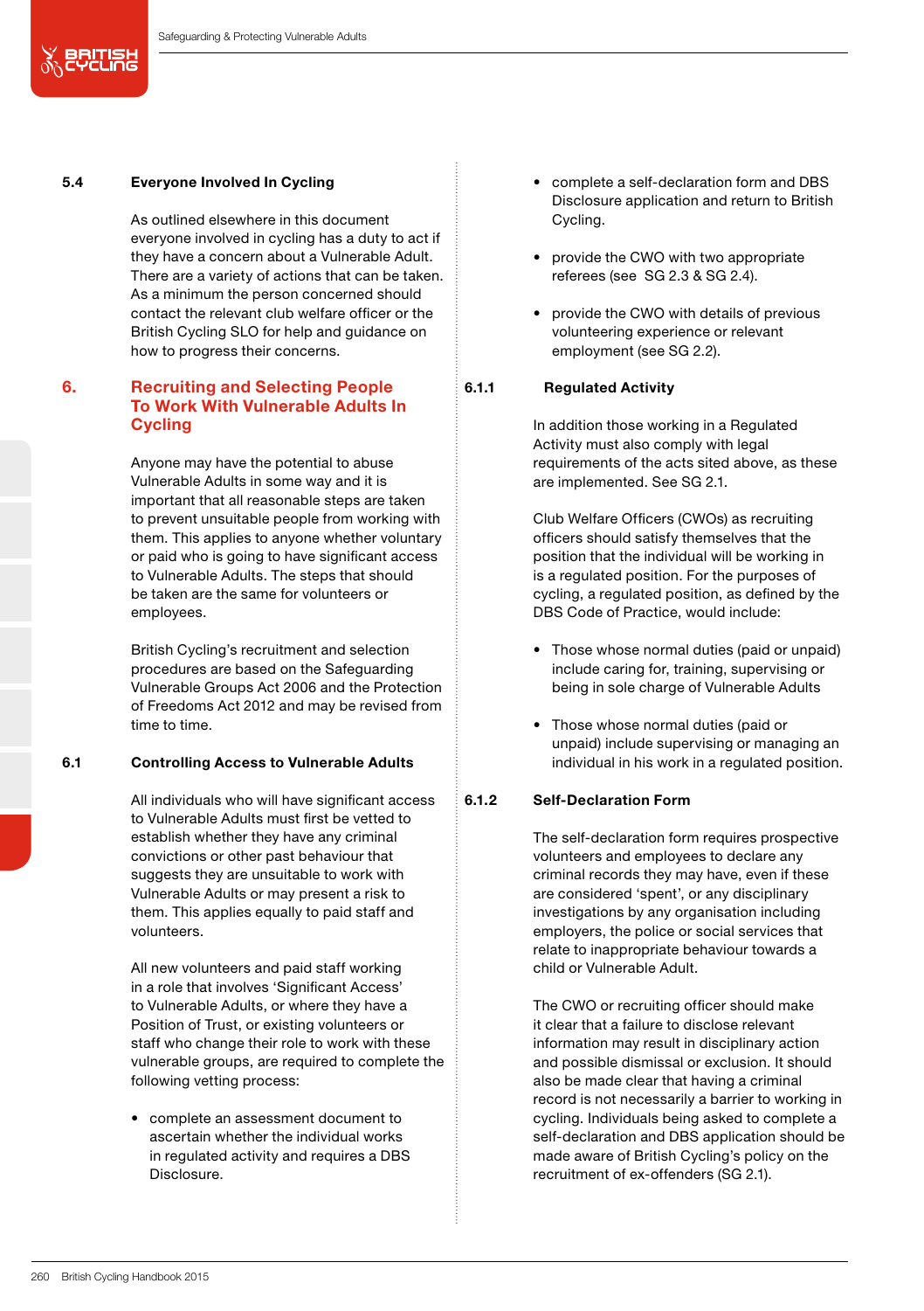### 5.4 Everyone Involved In Cycling

As outlined elsewhere in this document everyone involved in cycling has a duty to act if they have a concern about a Vulnerable Adult. There are a variety of actions that can be taken. As a minimum the person concerned should contact the relevant club welfare officer or the British Cycling SLO for help and guidance on how to progress their concerns.

## 6. Recruiting and Selecting People To Work With Vulnerable Adults In Cycling

Anyone may have the potential to abuse Vulnerable Adults in some way and it is important that all reasonable steps are taken to prevent unsuitable people from working with them. This applies to anyone whether voluntary or paid who is going to have significant access to Vulnerable Adults. The steps that should be taken are the same for volunteers or employees.

British Cycling's recruitment and selection procedures are based on the Safeguarding Vulnerable Groups Act 2006 and the Protection of Freedoms Act 2012 and may be revised from time to time.

### 6.1 Controlling Access to Vulnerable Adults

All individuals who will have significant access to Vulnerable Adults must first be vetted to establish whether they have any criminal convictions or other past behaviour that suggests they are unsuitable to work with Vulnerable Adults or may present a risk to them. This applies equally to paid staff and volunteers.

All new volunteers and paid staff working in a role that involves 'Significant Access' to Vulnerable Adults, or where they have a Position of Trust, or existing volunteers or staff who change their role to work with these vulnerable groups, are required to complete the following vetting process:

- complete an assessment document to ascertain whether the individual works in regulated activity and requires a DBS Disclosure.
- complete a self-declaration form and DBS Disclosure application and return to British Cycling.
- provide the CWO with two appropriate referees (see SG 2.3 & SG 2.4).
- provide the CWO with details of previous volunteering experience or relevant employment (see SG 2.2).

#### 6.1.1 Regulated Activity

In addition those working in a Regulated Activity must also comply with legal requirements of the acts sited above, as these are implemented. See SG 2.1.

Club Welfare Officers (CWOs) as recruiting officers should satisfy themselves that the position that the individual will be working in is a regulated position. For the purposes of cycling, a regulated position, as defined by the DBS Code of Practice, would include:

- Those whose normal duties (paid or unpaid) include caring for, training, supervising or being in sole charge of Vulnerable Adults
- Those whose normal duties (paid or unpaid) include supervising or managing an individual in his work in a regulated position.

#### 6.1.2 Self-Declaration Form

The self-declaration form requires prospective volunteers and employees to declare any criminal records they may have, even if these are considered 'spent', or any disciplinary investigations by any organisation including employers, the police or social services that relate to inappropriate behaviour towards a child or Vulnerable Adult.

The CWO or recruiting officer should make it clear that a failure to disclose relevant information may result in disciplinary action and possible dismissal or exclusion. It should also be made clear that having a criminal record is not necessarily a barrier to working in cycling. Individuals being asked to complete a self-declaration and DBS application should be made aware of British Cycling's policy on the recruitment of ex-offenders (SG 2.1).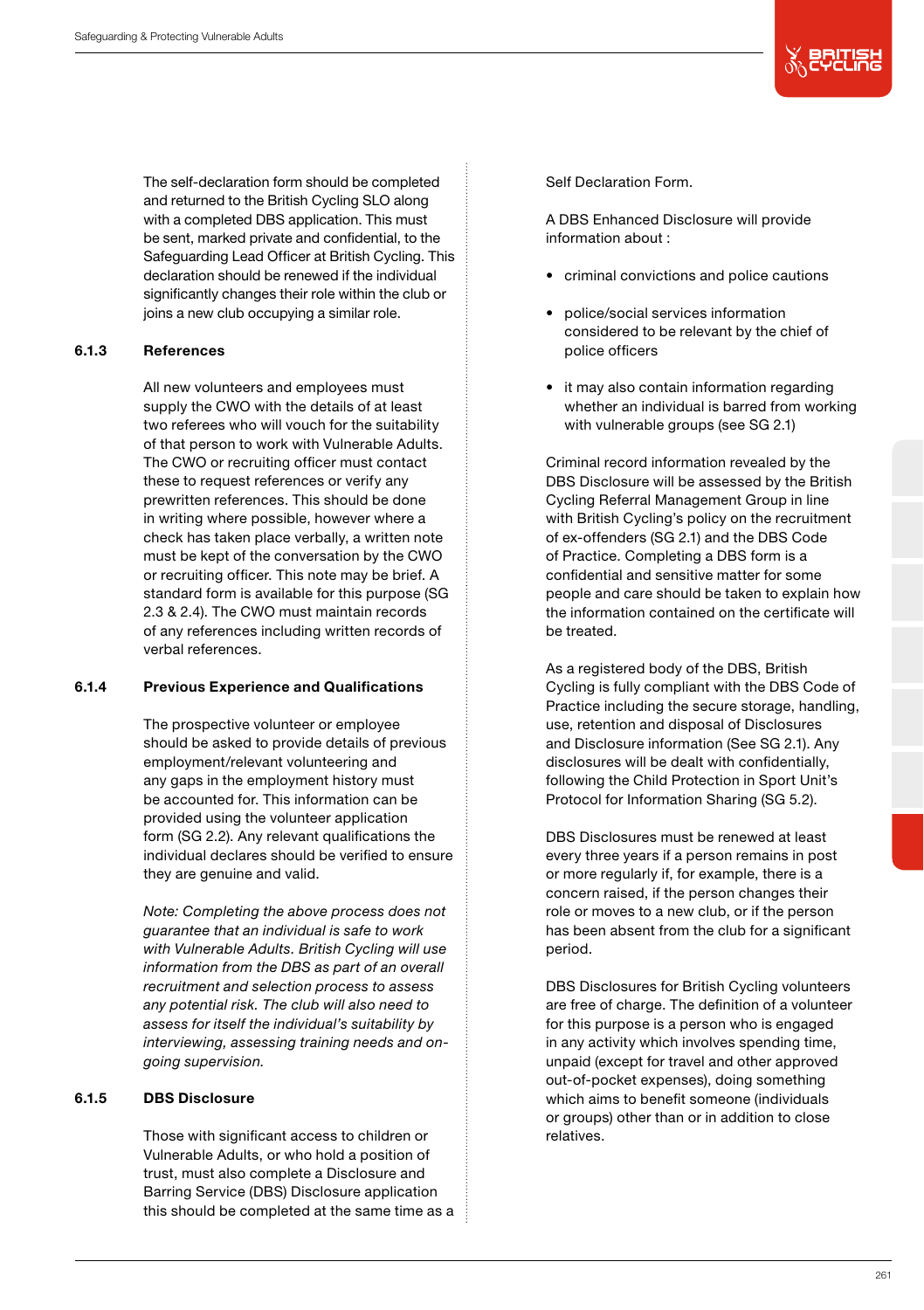The self-declaration form should be completed and returned to the British Cycling SLO along with a completed DBS application. This must be sent, marked private and confidential, to the Safeguarding Lead Officer at British Cycling. This declaration should be renewed if the individual significantly changes their role within the club or joins a new club occupying a similar role.

### 6.1.3 References

All new volunteers and employees must supply the CWO with the details of at least two referees who will vouch for the suitability of that person to work with Vulnerable Adults. The CWO or recruiting officer must contact these to request references or verify any prewritten references. This should be done in writing where possible, however where a check has taken place verbally, a written note must be kept of the conversation by the CWO or recruiting officer. This note may be brief. A standard form is available for this purpose (SG 2.3 & 2.4). The CWO must maintain records of any references including written records of verbal references.

### 6.1.4 Previous Experience and Qualifications

The prospective volunteer or employee should be asked to provide details of previous employment/relevant volunteering and any gaps in the employment history must be accounted for. This information can be provided using the volunteer application form (SG 2.2). Any relevant qualifications the individual declares should be verified to ensure they are genuine and valid.

*Note: Completing the above process does not guarantee that an individual is safe to work with Vulnerable Adults. British Cycling will use information from the DBS as part of an overall recruitment and selection process to assess any potential risk. The club will also need to assess for itself the individual's suitability by interviewing, assessing training needs and on-going supervision.*

### 6.1.5 DBS Disclosure

Those with significant access to children or Vulnerable Adults, or who hold a position of trust, must also complete a Disclosure and Barring Service (DBS) Disclosure application this should be completed at the same time as a Self Declaration Form.

A DBS Enhanced Disclosure will provide information about :

- criminal convictions and police cautions
- police/social services information considered to be relevant by the chief of police officers
- it may also contain information regarding whether an individual is barred from working with vulnerable groups (see SG 2.1)

Criminal record information revealed by the DBS Disclosure will be assessed by the British Cycling Referral Management Group in line with British Cycling's policy on the recruitment of ex-offenders (SG 2.1) and the DBS Code of Practice. Completing a DBS form is a confidential and sensitive matter for some people and care should be taken to explain how the information contained on the certificate will be treated.

As a registered body of the DBS, British Cycling is fully compliant with the DBS Code of Practice including the secure storage, handling, use, retention and disposal of Disclosures and Disclosure information (See SG 2.1). Any disclosures will be dealt with confidentially, following the Child Protection in Sport Unit's Protocol for Information Sharing (SG 5.2).

DBS Disclosures must be renewed at least every three years if a person remains in post or more regularly if, for example, there is a concern raised, if the person changes their role or moves to a new club, or if the person has been absent from the club for a significant period.

DBS Disclosures for British Cycling volunteers are free of charge. The definition of a volunteer for this purpose is a person who is engaged in any activity which involves spending time, unpaid (except for travel and other approved out-of-pocket expenses), doing something which aims to benefit someone (individuals or groups) other than or in addition to close relatives.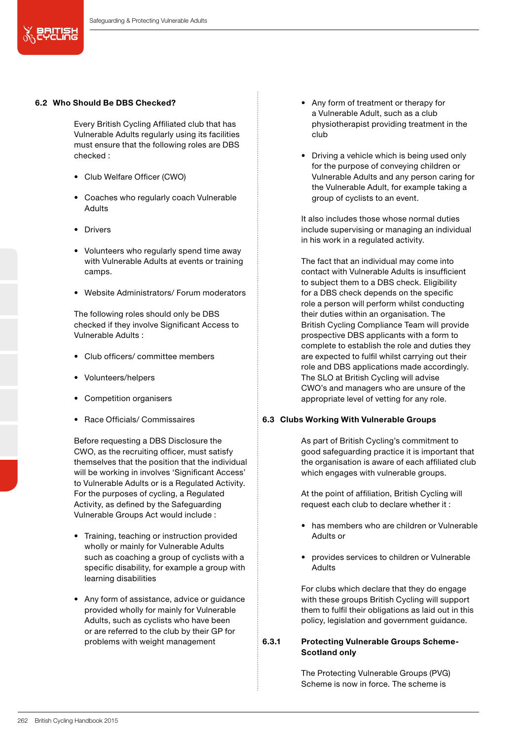## 6.2 Who Should Be DBS Checked?

Every British Cycling Affiliated club that has Vulnerable Adults regularly using its facilities must ensure that the following roles are DBS checked :

- Club Welfare Officer (CWO)
- Coaches who regularly coach Vulnerable Adults
- Drivers
- Volunteers who regularly spend time away with Vulnerable Adults at events or training camps.
- Website Administrators/ Forum moderators

The following roles should only be DBS checked if they involve Significant Access to Vulnerable Adults :

- Club officers/ committee members
- Volunteers/helpers
- Competition organisers
- Race Officials/ Commissaires

Before requesting a DBS Disclosure the CWO, as the recruiting officer, must satisfy themselves that the position that the individual will be working in involves 'Significant Access' to Vulnerable Adults or is a Regulated Activity. For the purposes of cycling, a Regulated Activity, as defined by the Safeguarding Vulnerable Groups Act would include :

- Training, teaching or instruction provided wholly or mainly for Vulnerable Adults such as coaching a group of cyclists with a specific disability, for example a group with learning disabilities
- Any form of assistance, advice or guidance provided wholly for mainly for Vulnerable Adults, such as cyclists who have been or are referred to the club by their GP for problems with weight management
- Any form of treatment or therapy for a Vulnerable Adult, such as a club physiotherapist providing treatment in the club
- Driving a vehicle which is being used only for the purpose of conveying children or Vulnerable Adults and any person caring for the Vulnerable Adult, for example taking a group of cyclists to an event.

It also includes those whose normal duties include supervising or managing an individual in his work in a regulated activity.

The fact that an individual may come into contact with Vulnerable Adults is insufficient to subject them to a DBS check. Eligibility for a DBS check depends on the specific role a person will perform whilst conducting their duties within an organisation. The British Cycling Compliance Team will provide prospective DBS applicants with a form to complete to establish the role and duties they are expected to fulfil whilst carrying out their role and DBS applications made accordingly. The SLO at British Cycling will advise CWO's and managers who are unsure of the appropriate level of vetting for any role.

## 6.3 Clubs Working With Vulnerable Groups

As part of British Cycling's commitment to good safeguarding practice it is important that the organisation is aware of each affiliated club which engages with vulnerable groups.

At the point of affiliation, British Cycling will request each club to declare whether it :

- has members who are children or Vulnerable Adults or
- provides services to children or Vulnerable Adults

For clubs which declare that they do engage with these groups British Cycling will support them to fulfil their obligations as laid out in this policy, legislation and government guidance.

### 6.3.1 Protecting Vulnerable Groups Scheme- Scotland only

The Protecting Vulnerable Groups (PVG) Scheme is now in force. The scheme is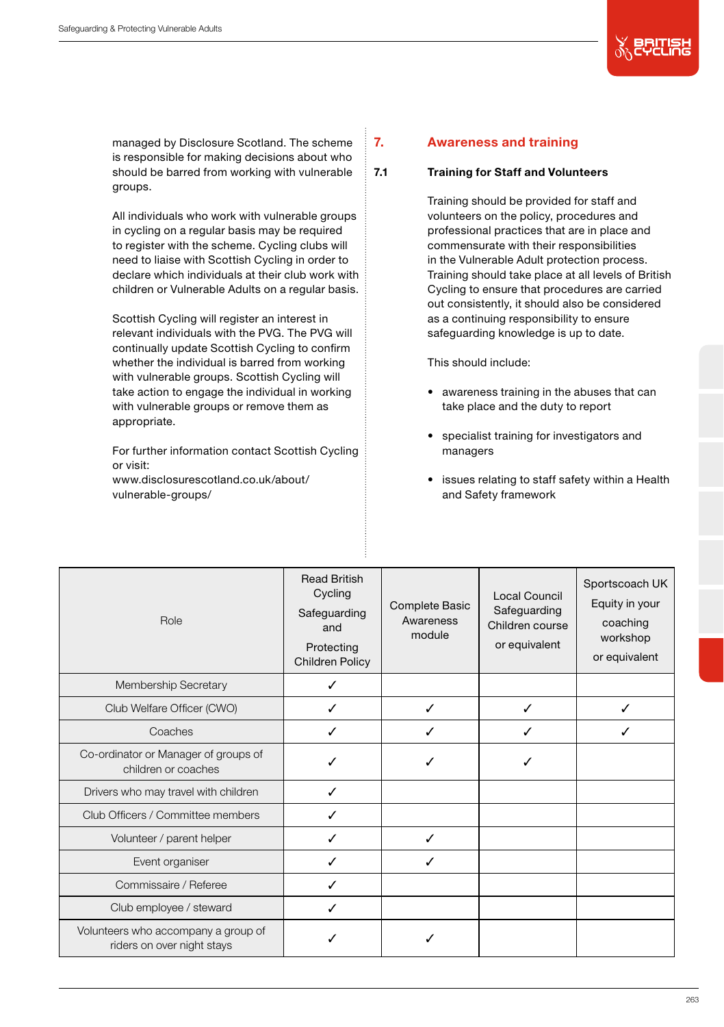managed by Disclosure Scotland. The scheme is responsible for making decisions about who should be barred from working with vulnerable groups.

All individuals who work with vulnerable groups in cycling on a regular basis may be required to register with the scheme. Cycling clubs will need to liaise with Scottish Cycling in order to declare which individuals at their club work with children or Vulnerable Adults on a regular basis.

Scottish Cycling will register an interest in relevant individuals with the PVG. The PVG will continually update Scottish Cycling to confirm whether the individual is barred from working with vulnerable groups. Scottish Cycling will take action to engage the individual in working with vulnerable groups or remove them as appropriate.

For further information contact Scottish Cycling or visit:
www.disclosurescotland.co.uk/about/vulnerable-groups/

## 7. Awareness and training

### 7.1 Training for Staff and Volunteers

Training should be provided for staff and volunteers on the policy, procedures and professional practices that are in place and commensurate with their responsibilities in the Vulnerable Adult protection process. Training should take place at all levels of British Cycling to ensure that procedures are carried out consistently, it should also be considered as a continuing responsibility to ensure safeguarding knowledge is up to date.

This should include:

- awareness training in the abuses that can take place and the duty to report
- specialist training for investigators and managers
- issues relating to staff safety within a Health and Safety framework

| Role | Read British Cycling Safeguarding and Protecting Children Policy | Complete Basic Awareness module | Local Council Safeguarding Children course or equivalent | Sportscoach UK Equity in your coaching workshop or equivalent |
|---|---|---|---|---|
| Membership Secretary | ✓ | | | |
| Club Welfare Officer (CWO) | ✓ | ✓ | ✓ | ✓ |
| Coaches | ✓ | ✓ | ✓ | ✓ |
| Co-ordinator or Manager of groups of children or coaches | ✓ | ✓ | ✓ | |
| Drivers who may travel with children | ✓ | | | |
| Club Officers / Committee members | ✓ | | | |
| Volunteer / parent helper | ✓ | ✓ | | |
| Event organiser | ✓ | ✓ | | |
| Commissaire / Referee | ✓ | | | |
| Club employee / steward | ✓ | | | |
| Volunteers who accompany a group of riders on over night stays | ✓ | ✓ | | |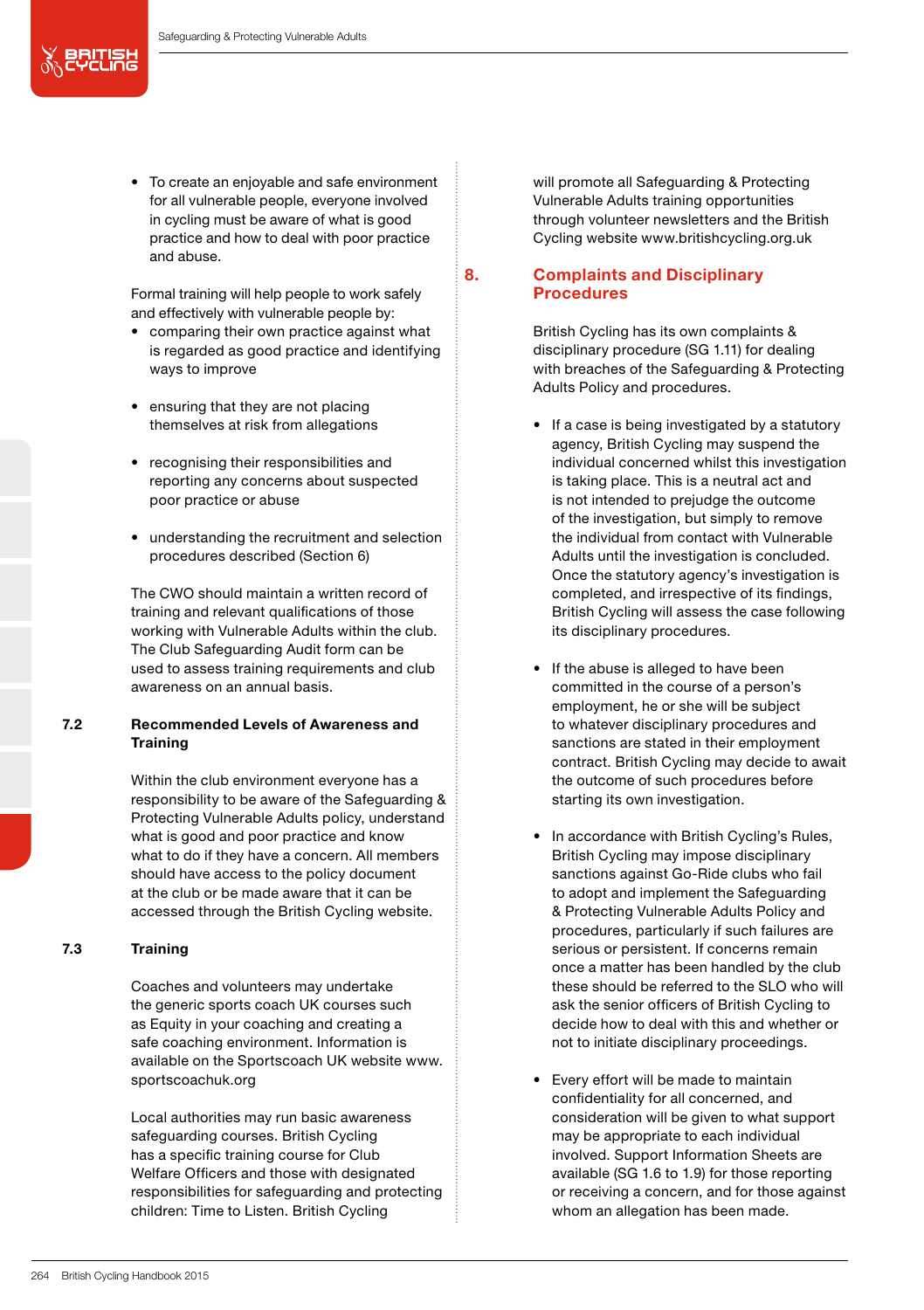- To create an enjoyable and safe environment for all vulnerable people, everyone involved in cycling must be aware of what is good practice and how to deal with poor practice and abuse.

Formal training will help people to work safely and effectively with vulnerable people by:

- comparing their own practice against what is regarded as good practice and identifying ways to improve
- ensuring that they are not placing themselves at risk from allegations
- recognising their responsibilities and reporting any concerns about suspected poor practice or abuse
- understanding the recruitment and selection procedures described (Section 6)

The CWO should maintain a written record of training and relevant qualifications of those working with Vulnerable Adults within the club. The Club Safeguarding Audit form can be used to assess training requirements and club awareness on an annual basis.

### 7.2 Recommended Levels of Awareness and Training

Within the club environment everyone has a responsibility to be aware of the Safeguarding & Protecting Vulnerable Adults policy, understand what is good and poor practice and know what to do if they have a concern. All members should have access to the policy document at the club or be made aware that it can be accessed through the British Cycling website.

### 7.3 Training

Coaches and volunteers may undertake the generic sports coach UK courses such as Equity in your coaching and creating a safe coaching environment. Information is available on the Sportscoach UK website www.sportscoachuk.org

Local authorities may run basic awareness safeguarding courses. British Cycling has a specific training course for Club Welfare Officers and those with designated responsibilities for safeguarding and protecting children: Time to Listen. British Cycling will promote all Safeguarding & Protecting Vulnerable Adults training opportunities through volunteer newsletters and the British Cycling website www.britishcycling.org.uk

## 8. Complaints and Disciplinary Procedures

British Cycling has its own complaints & disciplinary procedure (SG 1.11) for dealing with breaches of the Safeguarding & Protecting Adults Policy and procedures.

- If a case is being investigated by a statutory agency, British Cycling may suspend the individual concerned whilst this investigation is taking place. This is a neutral act and is not intended to prejudge the outcome of the investigation, but simply to remove the individual from contact with Vulnerable Adults until the investigation is concluded. Once the statutory agency's investigation is completed, and irrespective of its findings, British Cycling will assess the case following its disciplinary procedures.
- If the abuse is alleged to have been committed in the course of a person's employment, he or she will be subject to whatever disciplinary procedures and sanctions are stated in their employment contract. British Cycling may decide to await the outcome of such procedures before starting its own investigation.
- In accordance with British Cycling's Rules, British Cycling may impose disciplinary sanctions against Go-Ride clubs who fail to adopt and implement the Safeguarding & Protecting Vulnerable Adults Policy and procedures, particularly if such failures are serious or persistent. If concerns remain once a matter has been handled by the club these should be referred to the SLO who will ask the senior officers of British Cycling to decide how to deal with this and whether or not to initiate disciplinary proceedings.
- Every effort will be made to maintain confidentiality for all concerned, and consideration will be given to what support may be appropriate to each individual involved. Support Information Sheets are available (SG 1.6 to 1.9) for those reporting or receiving a concern, and for those against whom an allegation has been made.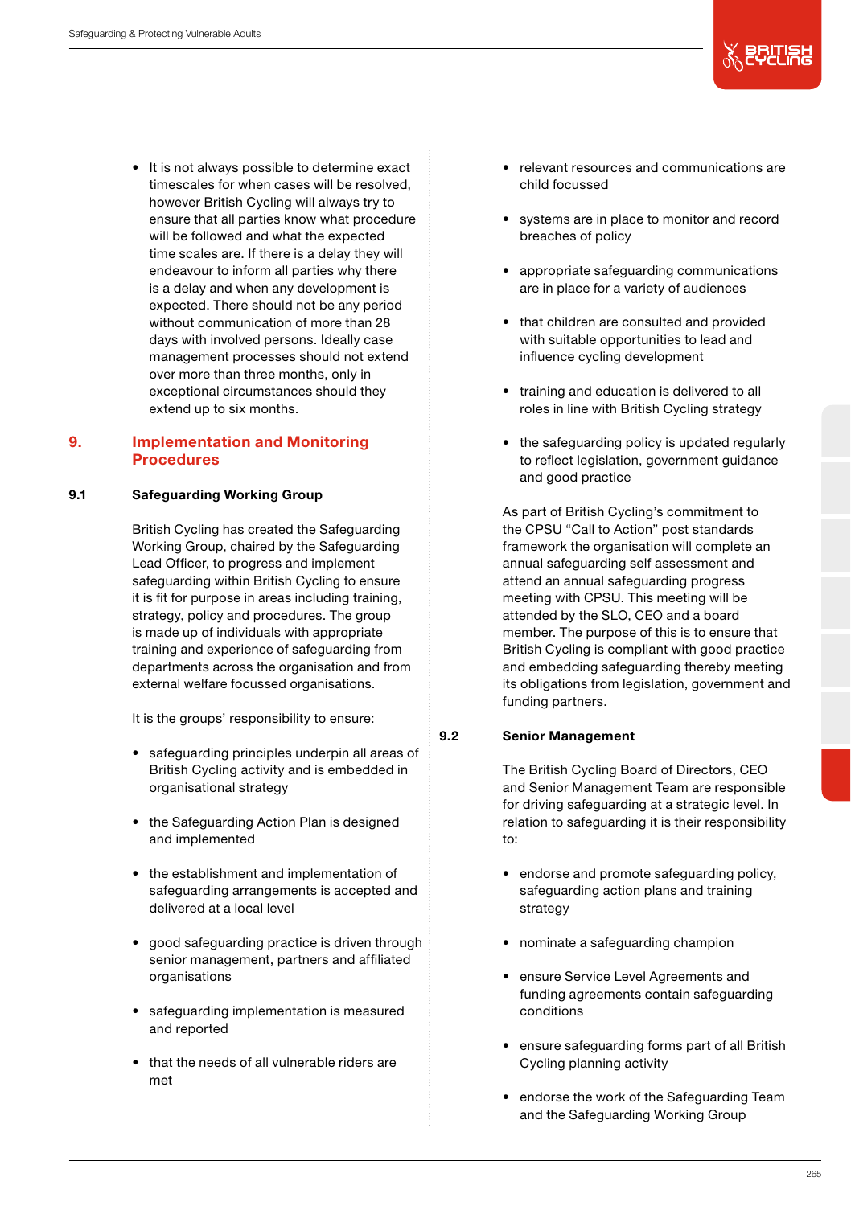- It is not always possible to determine exact timescales for when cases will be resolved, however British Cycling will always try to ensure that all parties know what procedure will be followed and what the expected time scales are. If there is a delay they will endeavour to inform all parties why there is a delay and when any development is expected. There should not be any period without communication of more than 28 days with involved persons. Ideally case management processes should not extend over more than three months, only in exceptional circumstances should they extend up to six months.

## 9. Implementation and Monitoring Procedures

### 9.1 Safeguarding Working Group

British Cycling has created the Safeguarding Working Group, chaired by the Safeguarding Lead Officer, to progress and implement safeguarding within British Cycling to ensure it is fit for purpose in areas including training, strategy, policy and procedures. The group is made up of individuals with appropriate training and experience of safeguarding from departments across the organisation and from external welfare focussed organisations.

It is the groups' responsibility to ensure:

- safeguarding principles underpin all areas of British Cycling activity and is embedded in organisational strategy
- the Safeguarding Action Plan is designed and implemented
- the establishment and implementation of safeguarding arrangements is accepted and delivered at a local level
- good safeguarding practice is driven through senior management, partners and affiliated organisations
- safeguarding implementation is measured and reported
- that the needs of all vulnerable riders are met
- relevant resources and communications are child focussed
- systems are in place to monitor and record breaches of policy
- appropriate safeguarding communications are in place for a variety of audiences
- that children are consulted and provided with suitable opportunities to lead and influence cycling development
- training and education is delivered to all roles in line with British Cycling strategy
- the safeguarding policy is updated regularly to reflect legislation, government guidance and good practice

As part of British Cycling's commitment to the CPSU "Call to Action" post standards framework the organisation will complete an annual safeguarding self assessment and attend an annual safeguarding progress meeting with CPSU. This meeting will be attended by the SLO, CEO and a board member. The purpose of this is to ensure that British Cycling is compliant with good practice and embedding safeguarding thereby meeting its obligations from legislation, government and funding partners.

### 9.2 Senior Management

The British Cycling Board of Directors, CEO and Senior Management Team are responsible for driving safeguarding at a strategic level. In relation to safeguarding it is their responsibility to:

- endorse and promote safeguarding policy, safeguarding action plans and training strategy
- nominate a safeguarding champion
- ensure Service Level Agreements and funding agreements contain safeguarding conditions
- ensure safeguarding forms part of all British Cycling planning activity
- endorse the work of the Safeguarding Team and the Safeguarding Working Group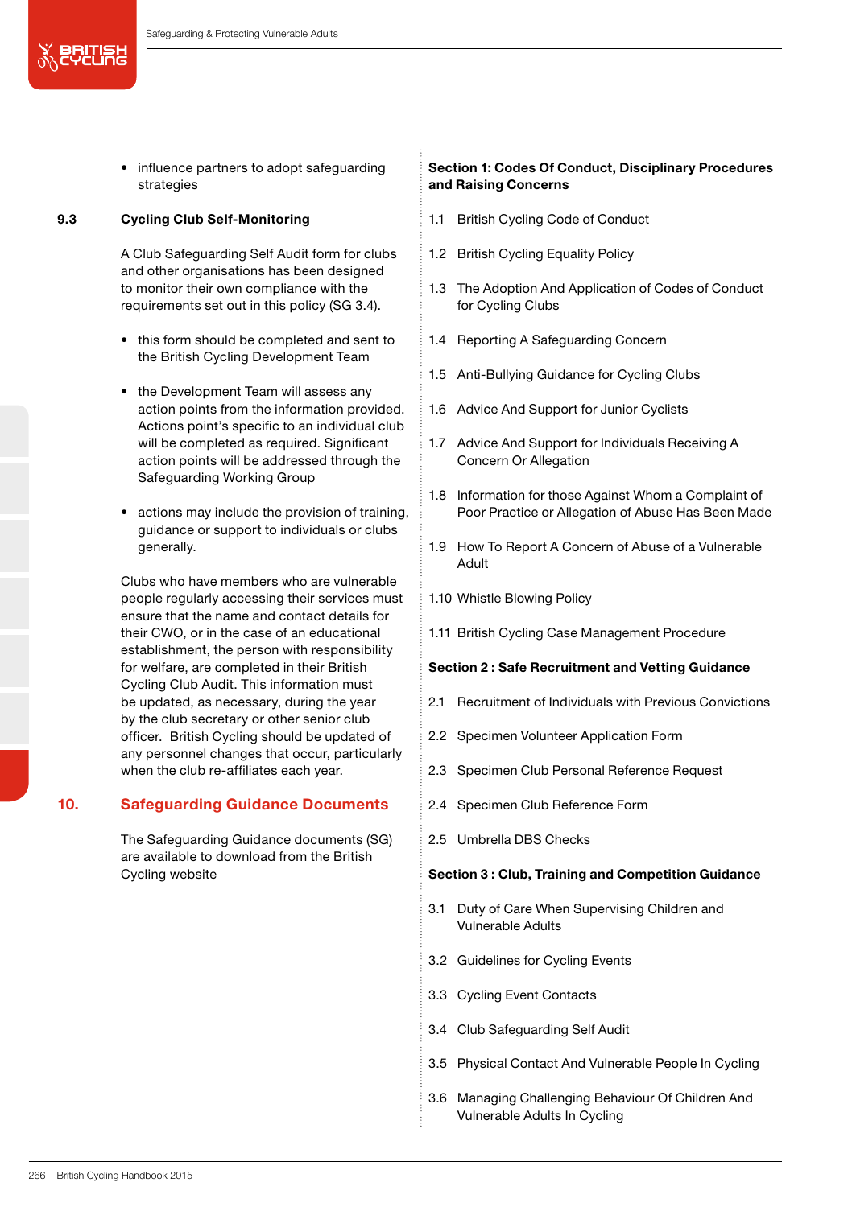- influence partners to adopt safeguarding strategies

### 9.3 Cycling Club Self-Monitoring

A Club Safeguarding Self Audit form for clubs and other organisations has been designed to monitor their own compliance with the requirements set out in this policy (SG 3.4).

- this form should be completed and sent to the British Cycling Development Team
- the Development Team will assess any action points from the information provided. Actions point's specific to an individual club will be completed as required. Significant action points will be addressed through the Safeguarding Working Group
- actions may include the provision of training, guidance or support to individuals or clubs generally.

Clubs who have members who are vulnerable people regularly accessing their services must ensure that the name and contact details for their CWO, or in the case of an educational establishment, the person with responsibility for welfare, are completed in their British Cycling Club Audit. This information must be updated, as necessary, during the year by the club secretary or other senior club officer. British Cycling should be updated of any personnel changes that occur, particularly when the club re-affiliates each year.

## 10. Safeguarding Guidance Documents

The Safeguarding Guidance documents (SG) are available to download from the British Cycling website

**Section 1: Codes Of Conduct, Disciplinary Procedures and Raising Concerns**

1.1 British Cycling Code of Conduct

1.2 British Cycling Equality Policy

1.3 The Adoption And Application of Codes of Conduct for Cycling Clubs

1.4 Reporting A Safeguarding Concern

1.5 Anti-Bullying Guidance for Cycling Clubs

1.6 Advice And Support for Junior Cyclists

1.7 Advice And Support for Individuals Receiving A Concern Or Allegation

1.8 Information for those Against Whom a Complaint of Poor Practice or Allegation of Abuse Has Been Made

1.9 How To Report A Concern of Abuse of a Vulnerable Adult

1.10 Whistle Blowing Policy

1.11 British Cycling Case Management Procedure

**Section 2 : Safe Recruitment and Vetting Guidance**

2.1 Recruitment of Individuals with Previous Convictions

2.2 Specimen Volunteer Application Form

2.3 Specimen Club Personal Reference Request

2.4 Specimen Club Reference Form

2.5 Umbrella DBS Checks

**Section 3 : Club, Training and Competition Guidance**

3.1 Duty of Care When Supervising Children and Vulnerable Adults

3.2 Guidelines for Cycling Events

3.3 Cycling Event Contacts

3.4 Club Safeguarding Self Audit

3.5 Physical Contact And Vulnerable People In Cycling

3.6 Managing Challenging Behaviour Of Children And Vulnerable Adults In Cycling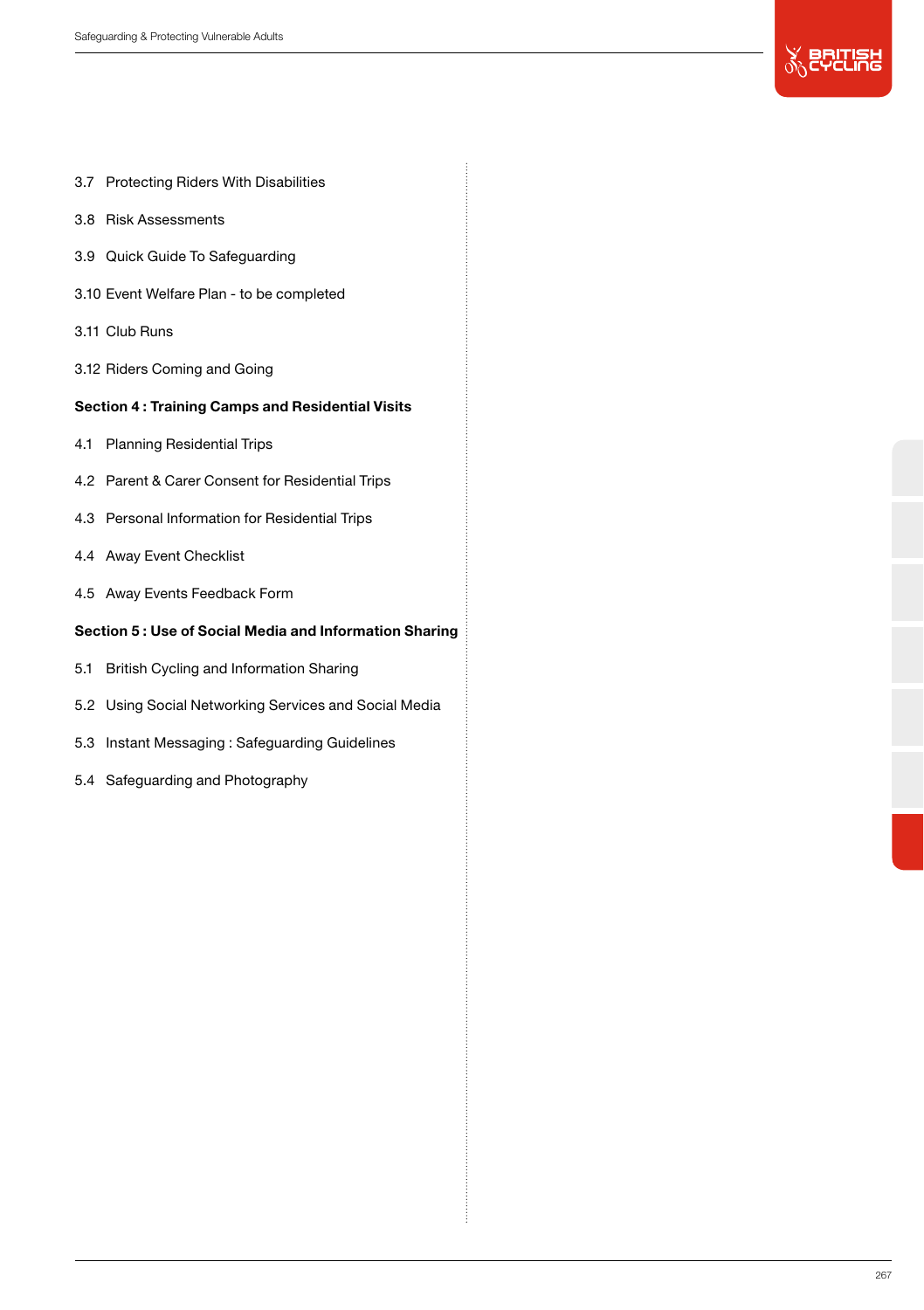3.7 Protecting Riders With Disabilities

3.8 Risk Assessments

3.9 Quick Guide To Safeguarding

3.10 Event Welfare Plan - to be completed

3.11 Club Runs

3.12 Riders Coming and Going

**Section 4 : Training Camps and Residential Visits**

4.1 Planning Residential Trips

4.2 Parent & Carer Consent for Residential Trips

4.3 Personal Information for Residential Trips

4.4 Away Event Checklist

4.5 Away Events Feedback Form

**Section 5 : Use of Social Media and Information Sharing**

5.1 British Cycling and Information Sharing

5.2 Using Social Networking Services and Social Media

5.3 Instant Messaging : Safeguarding Guidelines

5.4 Safeguarding and Photography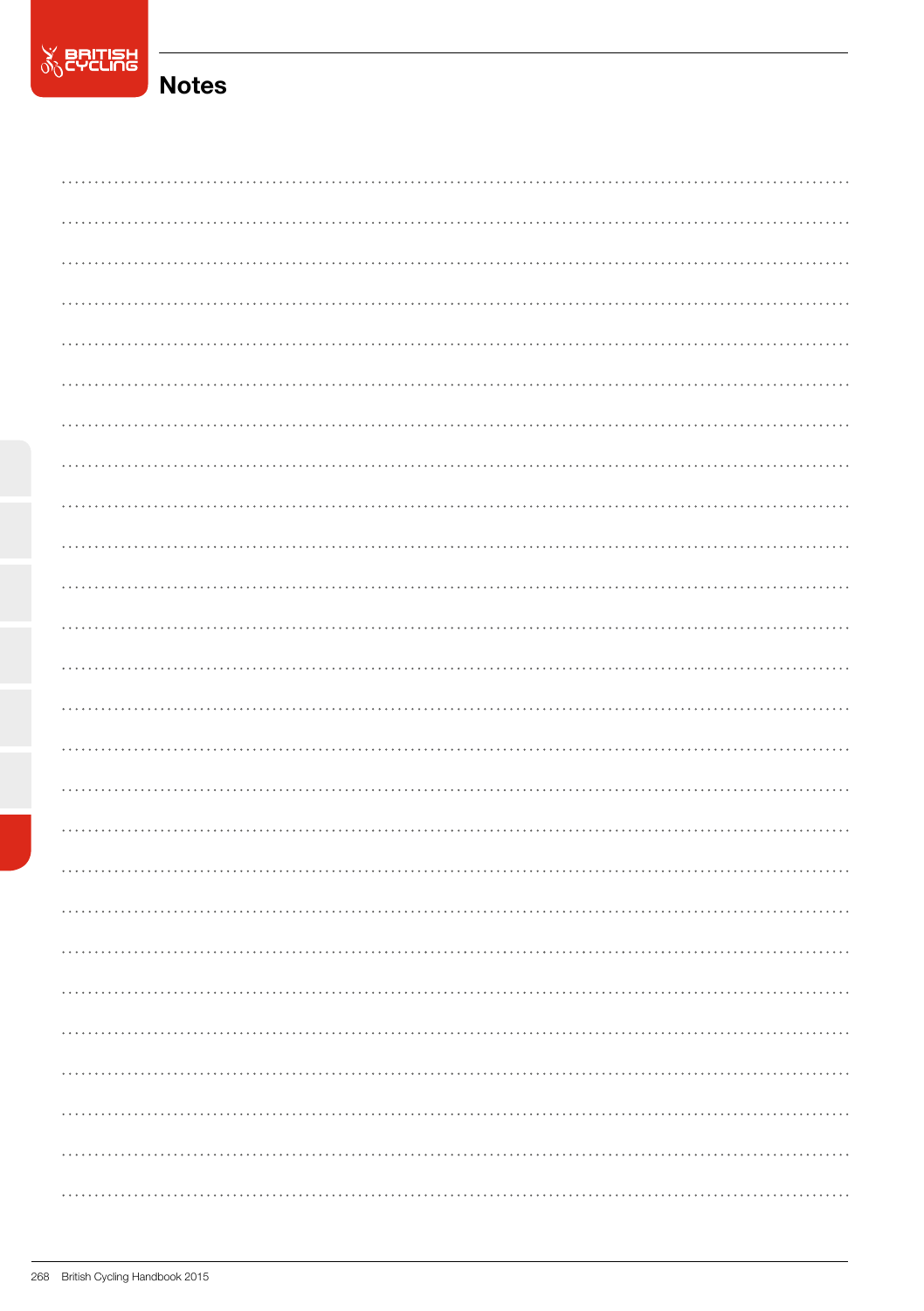# Notes